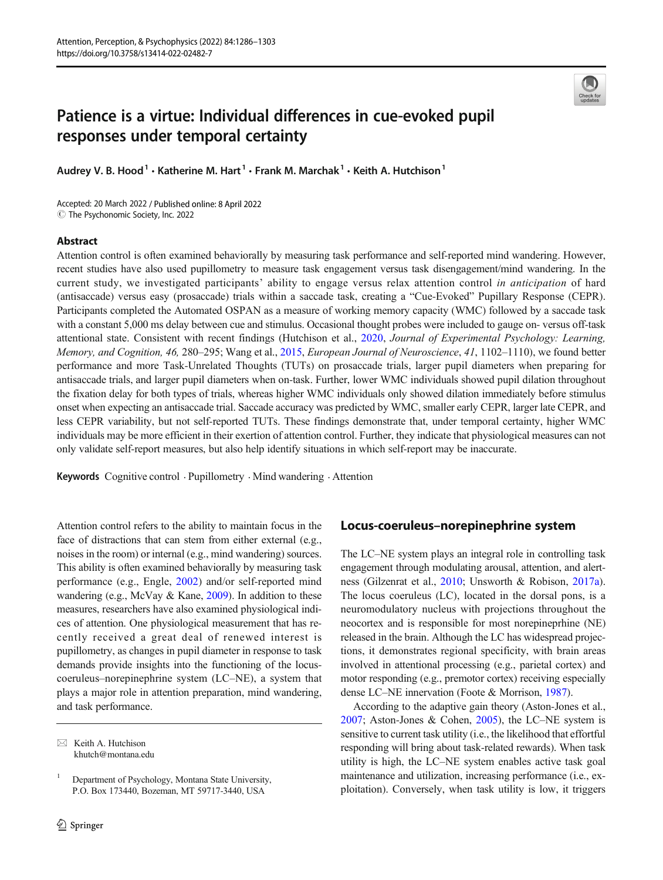# Patience is a virtue: Individual differences in cue-evoked pupil responses under temporal certainty

**Audrey V. B. Hood[1] · Katherine M. Hart[1] · Frank M. Marchak[1] · Keith A. Hutchison[1]**

Accepted: 20 March 2022 / Published online: 8 April 2022
© The Psychonomic Society, Inc. 2022

## Abstract

Attention control is often examined behaviorally by measuring task performance and self-reported mind wandering. However, recent studies have also used pupillometry to measure task engagement versus task disengagement/mind wandering. In the current study, we investigated participants' ability to engage versus relax attention control *in anticipation* of hard (antisaccade) versus easy (prosaccade) trials within a saccade task, creating a "Cue-Evoked" Pupillary Response (CEPR). Participants completed the Automated OSPAN as a measure of working memory capacity (WMC) followed by a saccade task with a constant 5,000 ms delay between cue and stimulus. Occasional thought probes were included to gauge on- versus off-task attentional state. Consistent with recent findings (Hutchison et al., 2020, *Journal of Experimental Psychology: Learning, Memory, and Cognition, 46,* 280–295; Wang et al., 2015, *European Journal of Neuroscience*, *41*, 1102–1110), we found better performance and more Task-Unrelated Thoughts (TUTs) on prosaccade trials, larger pupil diameters when preparing for antisaccade trials, and larger pupil diameters when on-task. Further, lower WMC individuals showed pupil dilation throughout the fixation delay for both types of trials, whereas higher WMC individuals only showed dilation immediately before stimulus onset when expecting an antisaccade trial. Saccade accuracy was predicted by WMC, smaller early CEPR, larger late CEPR, and less CEPR variability, but not self-reported TUTs. These findings demonstrate that, under temporal certainty, higher WMC individuals may be more efficient in their exertion of attention control. Further, they indicate that physiological measures can not only validate self-report measures, but also help identify situations in which self-report may be inaccurate.

**Keywords** Cognitive control · Pupillometry · Mind wandering · Attention

Attention control refers to the ability to maintain focus in the face of distractions that can stem from either external (e.g., noises in the room) or internal (e.g., mind wandering) sources. This ability is often examined behaviorally by measuring task performance (e.g., Engle, 2002) and/or self-reported mind wandering (e.g., McVay & Kane, 2009). In addition to these measures, researchers have also examined physiological indices of attention. One physiological measurement that has recently received a great deal of renewed interest is pupillometry, as changes in pupil diameter in response to task demands provide insights into the functioning of the locus-coeruleus–norepinephrine system (LC–NE), a system that plays a major role in attention preparation, mind wandering, and task performance.

✉ Keith A. Hutchison
khutch@montana.edu

[1] Department of Psychology, Montana State University, P.O. Box 173440, Bozeman, MT 59717-3440, USA

## Locus-coeruleus–norepinephrine system

The LC–NE system plays an integral role in controlling task engagement through modulating arousal, attention, and alertness (Gilzenrat et al., 2010; Unsworth & Robison, 2017a). The locus coeruleus (LC), located in the dorsal pons, is a neuromodulatory nucleus with projections throughout the neocortex and is responsible for most norepineprhine (NE) released in the brain. Although the LC has widespread projections, it demonstrates regional specificity, with brain areas involved in attentional processing (e.g., parietal cortex) and motor responding (e.g., premotor cortex) receiving especially dense LC–NE innervation (Foote & Morrison, 1987).

According to the adaptive gain theory (Aston-Jones et al., 2007; Aston-Jones & Cohen, 2005), the LC–NE system is sensitive to current task utility (i.e., the likelihood that effortful responding will bring about task-related rewards). When task utility is high, the LC–NE system enables active task goal maintenance and utilization, increasing performance (i.e., exploitation). Conversely, when task utility is low, it triggers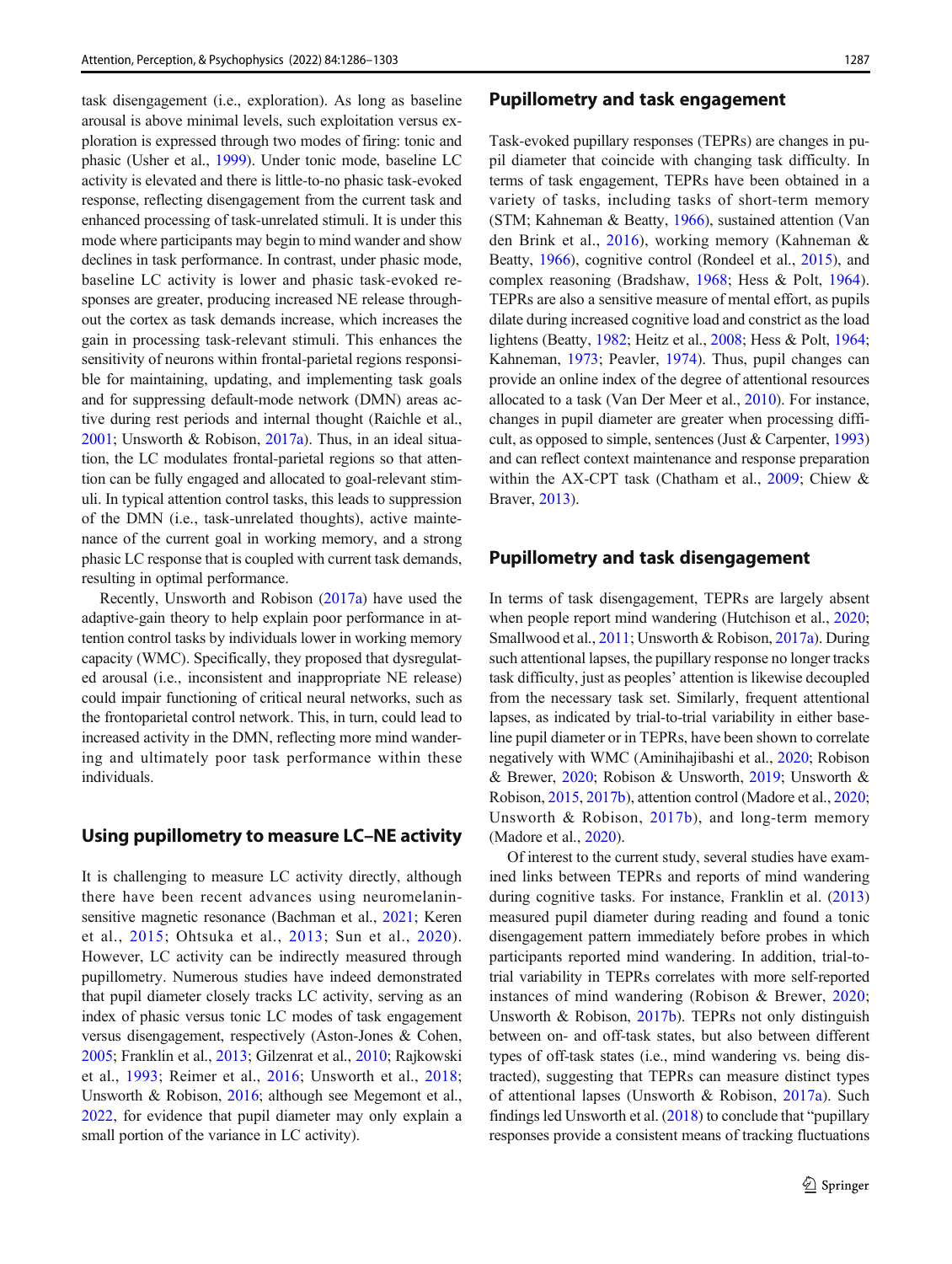task disengagement (i.e., exploration). As long as baseline arousal is above minimal levels, such exploitation versus exploration is expressed through two modes of firing: tonic and phasic (Usher et al., 1999). Under tonic mode, baseline LC activity is elevated and there is little-to-no phasic task-evoked response, reflecting disengagement from the current task and enhanced processing of task-unrelated stimuli. It is under this mode where participants may begin to mind wander and show declines in task performance. In contrast, under phasic mode, baseline LC activity is lower and phasic task-evoked responses are greater, producing increased NE release throughout the cortex as task demands increase, which increases the gain in processing task-relevant stimuli. This enhances the sensitivity of neurons within frontal-parietal regions responsible for maintaining, updating, and implementing task goals and for suppressing default-mode network (DMN) areas active during rest periods and internal thought (Raichle et al., 2001; Unsworth & Robison, 2017a). Thus, in an ideal situation, the LC modulates frontal-parietal regions so that attention can be fully engaged and allocated to goal-relevant stimuli. In typical attention control tasks, this leads to suppression of the DMN (i.e., task-unrelated thoughts), active maintenance of the current goal in working memory, and a strong phasic LC response that is coupled with current task demands, resulting in optimal performance.

Recently, Unsworth and Robison (2017a) have used the adaptive-gain theory to help explain poor performance in attention control tasks by individuals lower in working memory capacity (WMC). Specifically, they proposed that dysregulated arousal (i.e., inconsistent and inappropriate NE release) could impair functioning of critical neural networks, such as the frontoparietal control network. This, in turn, could lead to increased activity in the DMN, reflecting more mind wandering and ultimately poor task performance within these individuals.

## Using pupillometry to measure LC–NE activity

It is challenging to measure LC activity directly, although there have been recent advances using neuromelanin-sensitive magnetic resonance (Bachman et al., 2021; Keren et al., 2015; Ohtsuka et al., 2013; Sun et al., 2020). However, LC activity can be indirectly measured through pupillometry. Numerous studies have indeed demonstrated that pupil diameter closely tracks LC activity, serving as an index of phasic versus tonic LC modes of task engagement versus disengagement, respectively (Aston-Jones & Cohen, 2005; Franklin et al., 2013; Gilzenrat et al., 2010; Rajkowski et al., 1993; Reimer et al., 2016; Unsworth et al., 2018; Unsworth & Robison, 2016; although see Megemont et al., 2022, for evidence that pupil diameter may only explain a small portion of the variance in LC activity).

## Pupillometry and task engagement

Task-evoked pupillary responses (TEPRs) are changes in pupil diameter that coincide with changing task difficulty. In terms of task engagement, TEPRs have been obtained in a variety of tasks, including tasks of short-term memory (STM; Kahneman & Beatty, 1966), sustained attention (Van den Brink et al., 2016), working memory (Kahneman & Beatty, 1966), cognitive control (Rondeel et al., 2015), and complex reasoning (Bradshaw, 1968; Hess & Polt, 1964). TEPRs are also a sensitive measure of mental effort, as pupils dilate during increased cognitive load and constrict as the load lightens (Beatty, 1982; Heitz et al., 2008; Hess & Polt, 1964; Kahneman, 1973; Peavler, 1974). Thus, pupil changes can provide an online index of the degree of attentional resources allocated to a task (Van Der Meer et al., 2010). For instance, changes in pupil diameter are greater when processing difficult, as opposed to simple, sentences (Just & Carpenter, 1993) and can reflect context maintenance and response preparation within the AX-CPT task (Chatham et al., 2009; Chiew & Braver, 2013).

## Pupillometry and task disengagement

In terms of task disengagement, TEPRs are largely absent when people report mind wandering (Hutchison et al., 2020; Smallwood et al., 2011; Unsworth & Robison, 2017a). During such attentional lapses, the pupillary response no longer tracks task difficulty, just as peoples' attention is likewise decoupled from the necessary task set. Similarly, frequent attentional lapses, as indicated by trial-to-trial variability in either baseline pupil diameter or in TEPRs, have been shown to correlate negatively with WMC (Aminihajibashi et al., 2020; Robison & Brewer, 2020; Robison & Unsworth, 2019; Unsworth & Robison, 2015, 2017b), attention control (Madore et al., 2020; Unsworth & Robison, 2017b), and long-term memory (Madore et al., 2020).

Of interest to the current study, several studies have examined links between TEPRs and reports of mind wandering during cognitive tasks. For instance, Franklin et al. (2013) measured pupil diameter during reading and found a tonic disengagement pattern immediately before probes in which participants reported mind wandering. In addition, trial-to-trial variability in TEPRs correlates with more self-reported instances of mind wandering (Robison & Brewer, 2020; Unsworth & Robison, 2017b). TEPRs not only distinguish between on- and off-task states, but also between different types of off-task states (i.e., mind wandering vs. being distracted), suggesting that TEPRs can measure distinct types of attentional lapses (Unsworth & Robison, 2017a). Such findings led Unsworth et al. (2018) to conclude that "pupillary responses provide a consistent means of tracking fluctuations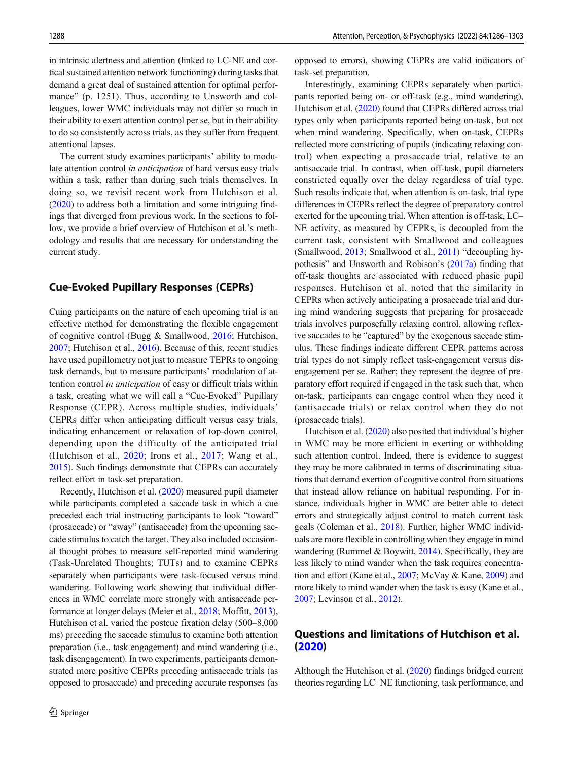in intrinsic alertness and attention (linked to LC-NE and cortical sustained attention network functioning) during tasks that demand a great deal of sustained attention for optimal performance" (p. 1251). Thus, according to Unsworth and colleagues, lower WMC individuals may not differ so much in their ability to exert attention control per se, but in their ability to do so consistently across trials, as they suffer from frequent attentional lapses.

The current study examines participants' ability to modulate attention control *in anticipation* of hard versus easy trials within a task, rather than during such trials themselves. In doing so, we revisit recent work from Hutchison et al. (2020) to address both a limitation and some intriguing findings that diverged from previous work. In the sections to follow, we provide a brief overview of Hutchison et al.'s methodology and results that are necessary for understanding the current study.

## Cue-Evoked Pupillary Responses (CEPRs)

Cuing participants on the nature of each upcoming trial is an effective method for demonstrating the flexible engagement of cognitive control (Bugg & Smallwood, 2016; Hutchison, 2007; Hutchison et al., 2016). Because of this, recent studies have used pupillometry not just to measure TEPRs to ongoing task demands, but to measure participants' modulation of attention control *in anticipation* of easy or difficult trials within a task, creating what we will call a "Cue-Evoked" Pupillary Response (CEPR). Across multiple studies, individuals' CEPRs differ when anticipating difficult versus easy trials, indicating enhancement or relaxation of top-down control, depending upon the difficulty of the anticipated trial (Hutchison et al., 2020; Irons et al., 2017; Wang et al., 2015). Such findings demonstrate that CEPRs can accurately reflect effort in task-set preparation.

Recently, Hutchison et al. (2020) measured pupil diameter while participants completed a saccade task in which a cue preceded each trial instructing participants to look "toward" (prosaccade) or "away" (antisaccade) from the upcoming saccade stimulus to catch the target. They also included occasional thought probes to measure self-reported mind wandering (Task-Unrelated Thoughts; TUTs) and to examine CEPRs separately when participants were task-focused versus mind wandering. Following work showing that individual differences in WMC correlate more strongly with antisaccade performance at longer delays (Meier et al., 2018; Moffitt, 2013), Hutchison et al. varied the postcue fixation delay (500–8,000 ms) preceding the saccade stimulus to examine both attention preparation (i.e., task engagement) and mind wandering (i.e., task disengagement). In two experiments, participants demonstrated more positive CEPRs preceding antisaccade trials (as opposed to prosaccade) and preceding accurate responses (as opposed to errors), showing CEPRs are valid indicators of task-set preparation.

Interestingly, examining CEPRs separately when participants reported being on- or off-task (e.g., mind wandering), Hutchison et al. (2020) found that CEPRs differed across trial types only when participants reported being on-task, but not when mind wandering. Specifically, when on-task, CEPRs reflected more constricting of pupils (indicating relaxing control) when expecting a prosaccade trial, relative to an antisaccade trial. In contrast, when off-task, pupil diameters constricted equally over the delay regardless of trial type. Such results indicate that, when attention is on-task, trial type differences in CEPRs reflect the degree of preparatory control exerted for the upcoming trial. When attention is off-task, LC–NE activity, as measured by CEPRs, is decoupled from the current task, consistent with Smallwood and colleagues (Smallwood, 2013; Smallwood et al., 2011) "decoupling hypothesis" and Unsworth and Robison's (2017a) finding that off-task thoughts are associated with reduced phasic pupil responses. Hutchison et al. noted that the similarity in CEPRs when actively anticipating a prosaccade trial and during mind wandering suggests that preparing for prosaccade trials involves purposefully relaxing control, allowing reflexive saccades to be "captured" by the exogenous saccade stimulus. These findings indicate different CEPR patterns across trial types do not simply reflect task-engagement versus disengagement per se. Rather; they represent the degree of preparatory effort required if engaged in the task such that, when on-task, participants can engage control when they need it (antisaccade trials) or relax control when they do not (prosaccade trials).

Hutchison et al. (2020) also posited that individual's higher in WMC may be more efficient in exerting or withholding such attention control. Indeed, there is evidence to suggest they may be more calibrated in terms of discriminating situations that demand exertion of cognitive control from situations that instead allow reliance on habitual responding. For instance, individuals higher in WMC are better able to detect errors and strategically adjust control to match current task goals (Coleman et al., 2018). Further, higher WMC individuals are more flexible in controlling when they engage in mind wandering (Rummel & Boywitt, 2014). Specifically, they are less likely to mind wander when the task requires concentration and effort (Kane et al., 2007; McVay & Kane, 2009) and more likely to mind wander when the task is easy (Kane et al., 2007; Levinson et al., 2012).

## Questions and limitations of Hutchison et al. (2020)

Although the Hutchison et al. (2020) findings bridged current theories regarding LC–NE functioning, task performance, and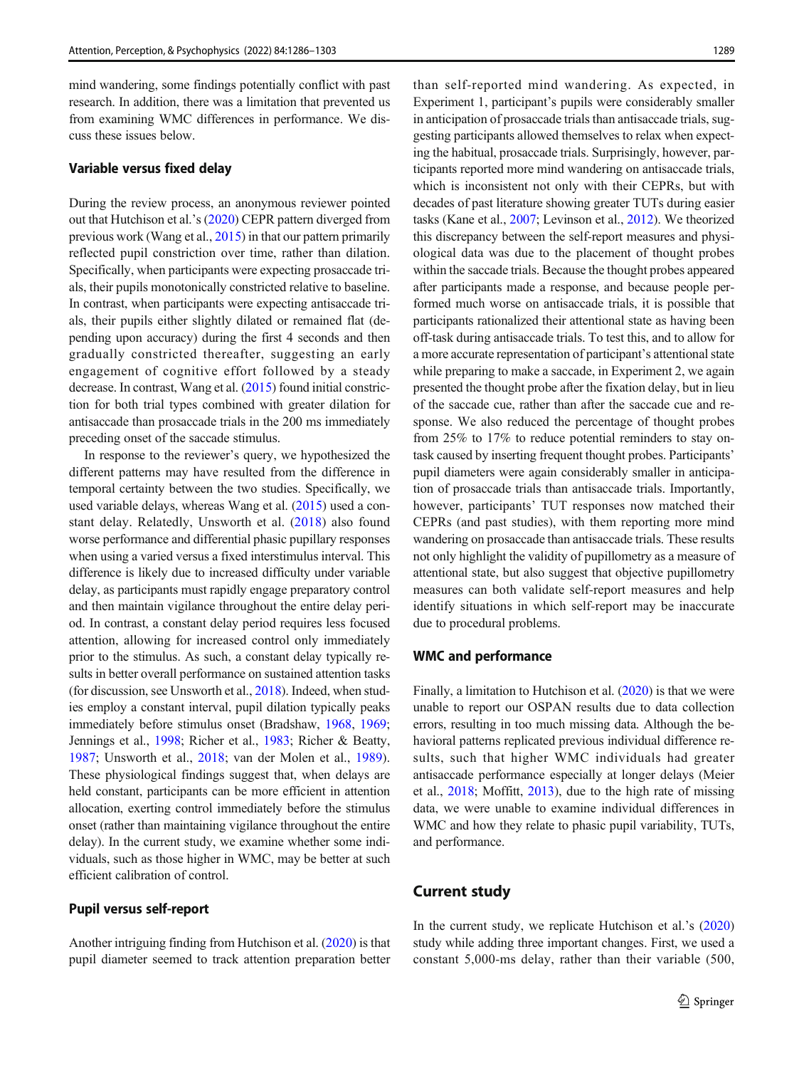mind wandering, some findings potentially conflict with past research. In addition, there was a limitation that prevented us from examining WMC differences in performance. We discuss these issues below.

### Variable versus fixed delay

During the review process, an anonymous reviewer pointed out that Hutchison et al.'s (2020) CEPR pattern diverged from previous work (Wang et al., 2015) in that our pattern primarily reflected pupil constriction over time, rather than dilation. Specifically, when participants were expecting prosaccade trials, their pupils monotonically constricted relative to baseline. In contrast, when participants were expecting antisaccade trials, their pupils either slightly dilated or remained flat (depending upon accuracy) during the first 4 seconds and then gradually constricted thereafter, suggesting an early engagement of cognitive effort followed by a steady decrease. In contrast, Wang et al. (2015) found initial constriction for both trial types combined with greater dilation for antisaccade than prosaccade trials in the 200 ms immediately preceding onset of the saccade stimulus.

In response to the reviewer's query, we hypothesized the different patterns may have resulted from the difference in temporal certainty between the two studies. Specifically, we used variable delays, whereas Wang et al. (2015) used a constant delay. Relatedly, Unsworth et al. (2018) also found worse performance and differential phasic pupillary responses when using a varied versus a fixed interstimulus interval. This difference is likely due to increased difficulty under variable delay, as participants must rapidly engage preparatory control and then maintain vigilance throughout the entire delay period. In contrast, a constant delay period requires less focused attention, allowing for increased control only immediately prior to the stimulus. As such, a constant delay typically results in better overall performance on sustained attention tasks (for discussion, see Unsworth et al., 2018). Indeed, when studies employ a constant interval, pupil dilation typically peaks immediately before stimulus onset (Bradshaw, 1968, 1969; Jennings et al., 1998; Richer et al., 1983; Richer & Beatty, 1987; Unsworth et al., 2018; van der Molen et al., 1989). These physiological findings suggest that, when delays are held constant, participants can be more efficient in attention allocation, exerting control immediately before the stimulus onset (rather than maintaining vigilance throughout the entire delay). In the current study, we examine whether some individuals, such as those higher in WMC, may be better at such efficient calibration of control.

### Pupil versus self-report

Another intriguing finding from Hutchison et al. (2020) is that pupil diameter seemed to track attention preparation better than self-reported mind wandering. As expected, in Experiment 1, participant's pupils were considerably smaller in anticipation of prosaccade trials than antisaccade trials, suggesting participants allowed themselves to relax when expecting the habitual, prosaccade trials. Surprisingly, however, participants reported more mind wandering on antisaccade trials, which is inconsistent not only with their CEPRs, but with decades of past literature showing greater TUTs during easier tasks (Kane et al., 2007; Levinson et al., 2012). We theorized this discrepancy between the self-report measures and physiological data was due to the placement of thought probes within the saccade trials. Because the thought probes appeared after participants made a response, and because people performed much worse on antisaccade trials, it is possible that participants rationalized their attentional state as having been off-task during antisaccade trials. To test this, and to allow for a more accurate representation of participant's attentional state while preparing to make a saccade, in Experiment 2, we again presented the thought probe after the fixation delay, but in lieu of the saccade cue, rather than after the saccade cue and response. We also reduced the percentage of thought probes from 25% to 17% to reduce potential reminders to stay on-task caused by inserting frequent thought probes. Participants' pupil diameters were again considerably smaller in anticipation of prosaccade trials than antisaccade trials. Importantly, however, participants' TUT responses now matched their CEPRs (and past studies), with them reporting more mind wandering on prosaccade than antisaccade trials. These results not only highlight the validity of pupillometry as a measure of attentional state, but also suggest that objective pupillometry measures can both validate self-report measures and help identify situations in which self-report may be inaccurate due to procedural problems.

### WMC and performance

Finally, a limitation to Hutchison et al. (2020) is that we were unable to report our OSPAN results due to data collection errors, resulting in too much missing data. Although the behavioral patterns replicated previous individual difference results, such that higher WMC individuals had greater antisaccade performance especially at longer delays (Meier et al., 2018; Moffitt, 2013), due to the high rate of missing data, we were unable to examine individual differences in WMC and how they relate to phasic pupil variability, TUTs, and performance.

## Current study

In the current study, we replicate Hutchison et al.'s (2020) study while adding three important changes. First, we used a constant 5,000-ms delay, rather than their variable (500,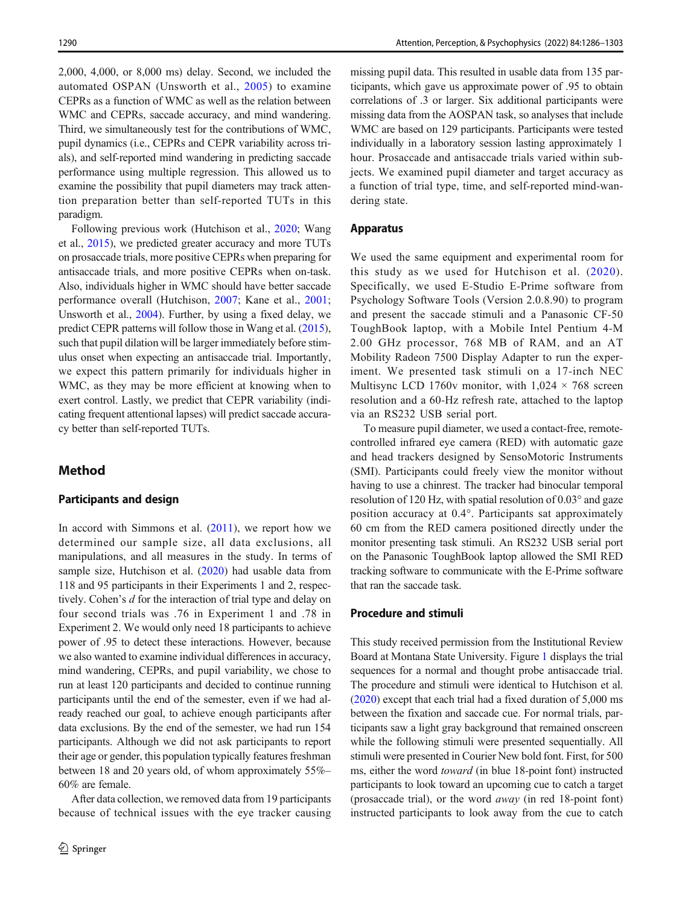2,000, 4,000, or 8,000 ms) delay. Second, we included the automated OSPAN (Unsworth et al., 2005) to examine CEPRs as a function of WMC as well as the relation between WMC and CEPRs, saccade accuracy, and mind wandering. Third, we simultaneously test for the contributions of WMC, pupil dynamics (i.e., CEPRs and CEPR variability across trials), and self-reported mind wandering in predicting saccade performance using multiple regression. This allowed us to examine the possibility that pupil diameters may track attention preparation better than self-reported TUTs in this paradigm.

Following previous work (Hutchison et al., 2020; Wang et al., 2015), we predicted greater accuracy and more TUTs on prosaccade trials, more positive CEPRs when preparing for antisaccade trials, and more positive CEPRs when on-task. Also, individuals higher in WMC should have better saccade performance overall (Hutchison, 2007; Kane et al., 2001; Unsworth et al., 2004). Further, by using a fixed delay, we predict CEPR patterns will follow those in Wang et al. (2015), such that pupil dilation will be larger immediately before stimulus onset when expecting an antisaccade trial. Importantly, we expect this pattern primarily for individuals higher in WMC, as they may be more efficient at knowing when to exert control. Lastly, we predict that CEPR variability (indicating frequent attentional lapses) will predict saccade accuracy better than self-reported TUTs.

## Method

### Participants and design

In accord with Simmons et al. (2011), we report how we determined our sample size, all data exclusions, all manipulations, and all measures in the study. In terms of sample size, Hutchison et al. (2020) had usable data from 118 and 95 participants in their Experiments 1 and 2, respectively. Cohen's $d$ for the interaction of trial type and delay on four second trials was .76 in Experiment 1 and .78 in Experiment 2. We would only need 18 participants to achieve power of .95 to detect these interactions. However, because we also wanted to examine individual differences in accuracy, mind wandering, CEPRs, and pupil variability, we chose to run at least 120 participants and decided to continue running participants until the end of the semester, even if we had already reached our goal, to achieve enough participants after data exclusions. By the end of the semester, we had run 154 participants. Although we did not ask participants to report their age or gender, this population typically features freshman between 18 and 20 years old, of whom approximately 55%–60% are female.

After data collection, we removed data from 19 participants because of technical issues with the eye tracker causing missing pupil data. This resulted in usable data from 135 participants, which gave us approximate power of .95 to obtain correlations of .3 or larger. Six additional participants were missing data from the AOSPAN task, so analyses that include WMC are based on 129 participants. Participants were tested individually in a laboratory session lasting approximately 1 hour. Prosaccade and antisaccade trials varied within subjects. We examined pupil diameter and target accuracy as a function of trial type, time, and self-reported mind-wandering state.

### Apparatus

We used the same equipment and experimental room for this study as we used for Hutchison et al. (2020). Specifically, we used E-Studio E-Prime software from Psychology Software Tools (Version 2.0.8.90) to program and present the saccade stimuli and a Panasonic CF-50 ToughBook laptop, with a Mobile Intel Pentium 4-M 2.00 GHz processor, 768 MB of RAM, and an AT Mobility Radeon 7500 Display Adapter to run the experiment. We presented task stimuli on a 17-inch NEC Multisync LCD 1760v monitor, with 1,024 × 768 screen resolution and a 60-Hz refresh rate, attached to the laptop via an RS232 USB serial port.

To measure pupil diameter, we used a contact-free, remote-controlled infrared eye camera (RED) with automatic gaze and head trackers designed by SensoMotoric Instruments (SMI). Participants could freely view the monitor without having to use a chinrest. The tracker had binocular temporal resolution of 120 Hz, with spatial resolution of 0.03° and gaze position accuracy at 0.4°. Participants sat approximately 60 cm from the RED camera positioned directly under the monitor presenting task stimuli. An RS232 USB serial port on the Panasonic ToughBook laptop allowed the SMI RED tracking software to communicate with the E-Prime software that ran the saccade task.

### Procedure and stimuli

This study received permission from the Institutional Review Board at Montana State University. Figure 1 displays the trial sequences for a normal and thought probe antisaccade trial. The procedure and stimuli were identical to Hutchison et al. (2020) except that each trial had a fixed duration of 5,000 ms between the fixation and saccade cue. For normal trials, participants saw a light gray background that remained onscreen while the following stimuli were presented sequentially. All stimuli were presented in Courier New bold font. First, for 500 ms, either the word *toward* (in blue 18-point font) instructed participants to look toward an upcoming cue to catch a target (prosaccade trial), or the word *away* (in red 18-point font) instructed participants to look away from the cue to catch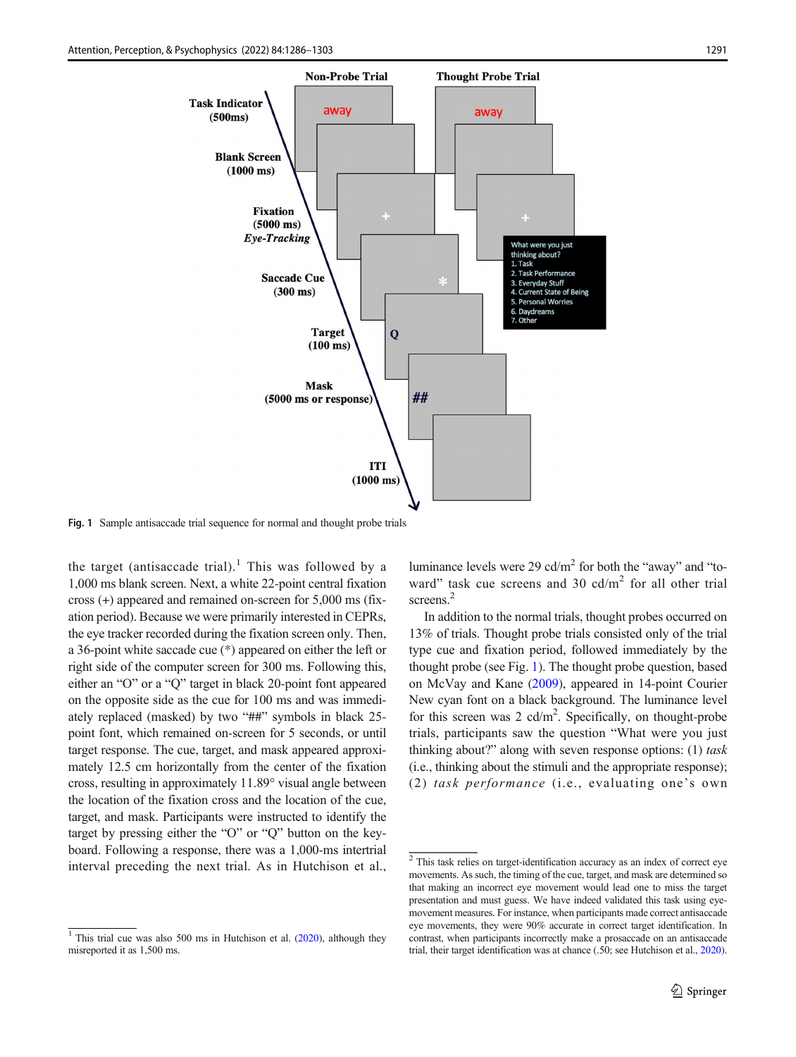Fig. 1 Sample antisaccade trial sequence for normal and thought probe trials

the target (antisaccade trial).[1] This was followed by a 1,000 ms blank screen. Next, a white 22-point central fixation cross (+) appeared and remained on-screen for 5,000 ms (fixation period). Because we were primarily interested in CEPRs, the eye tracker recorded during the fixation screen only. Then, a 36-point white saccade cue (*) appeared on either the left or right side of the computer screen for 300 ms. Following this, either an "O" or a "Q" target in black 20-point font appeared on the opposite side as the cue for 100 ms and was immediately replaced (masked) by two "##" symbols in black 25-point font, which remained on-screen for 5 seconds, or until target response. The cue, target, and mask appeared approximately 12.5 cm horizontally from the center of the fixation cross, resulting in approximately 11.89° visual angle between the location of the fixation cross and the location of the cue, target, and mask. Participants were instructed to identify the target by pressing either the "O" or "Q" button on the keyboard. Following a response, there was a 1,000-ms intertrial interval preceding the next trial. As in Hutchison et al., luminance levels were 29 cd/m$^2$ for both the "away" and "toward" task cue screens and 30 cd/m$^2$ for all other trial screens.[2]

In addition to the normal trials, thought probes occurred on 13% of trials. Thought probe trials consisted only of the trial type cue and fixation period, followed immediately by the thought probe (see Fig. 1). The thought probe question, based on McVay and Kane (2009), appeared in 14-point Courier New cyan font on a black background. The luminance level for this screen was 2 cd/m$^2$. Specifically, on thought-probe trials, participants saw the question "What were you just thinking about?" along with seven response options: (1) *task* (i.e., thinking about the stimuli and the appropriate response); (2) *task performance* (i.e., evaluating one's own

[1] This trial cue was also 500 ms in Hutchison et al. (2020), although they misreported it as 1,500 ms.

[2] This task relies on target-identification accuracy as an index of correct eye movements. As such, the timing of the cue, target, and mask are determined so that making an incorrect eye movement would lead one to miss the target presentation and must guess. We have indeed validated this task using eye-movement measures. For instance, when participants made correct antisaccade eye movements, they were 90% accurate in correct target identification. In contrast, when participants incorrectly make a prosaccade on an antisaccade trial, their target identification was at chance (.50; see Hutchison et al., 2020).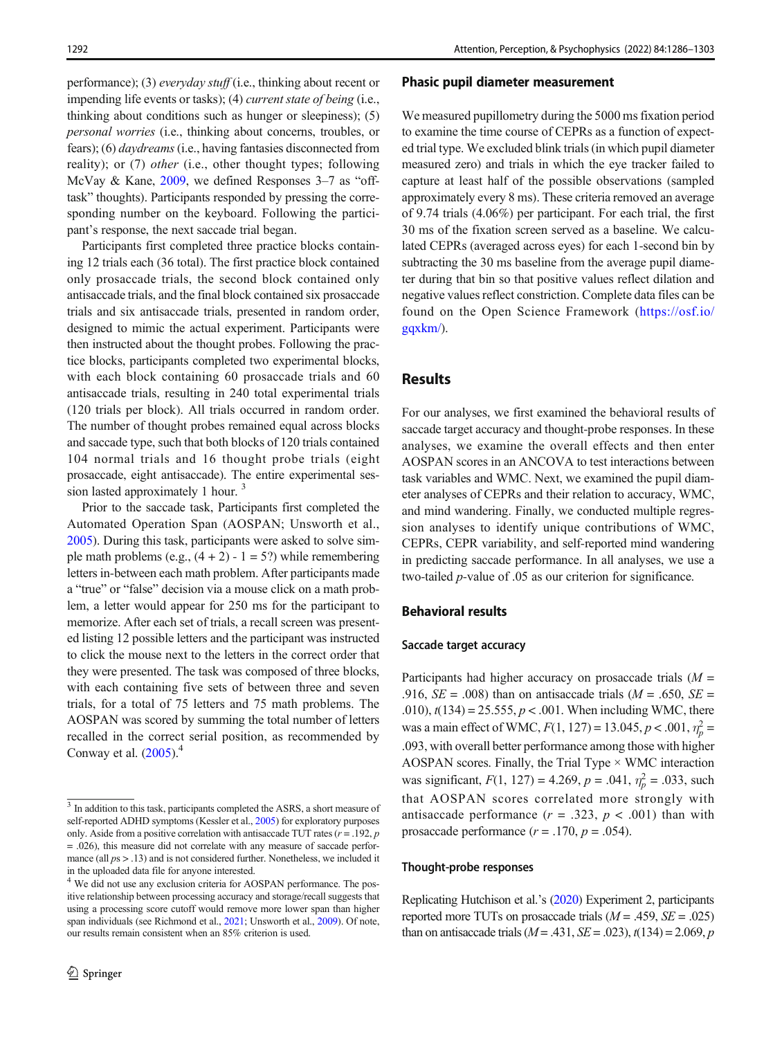performance); (3) *everyday stuff* (i.e., thinking about recent or impending life events or tasks); (4) *current state of being* (i.e., thinking about conditions such as hunger or sleepiness); (5) *personal worries* (i.e., thinking about concerns, troubles, or fears); (6) *daydreams* (i.e., having fantasies disconnected from reality); or (7) *other* (i.e., other thought types; following McVay & Kane, 2009, we defined Responses 3–7 as "off-task" thoughts). Participants responded by pressing the corresponding number on the keyboard. Following the participant's response, the next saccade trial began.

Participants first completed three practice blocks containing 12 trials each (36 total). The first practice block contained only prosaccade trials, the second block contained only antisaccade trials, and the final block contained six prosaccade trials and six antisaccade trials, presented in random order, designed to mimic the actual experiment. Participants were then instructed about the thought probes. Following the practice blocks, participants completed two experimental blocks, with each block containing 60 prosaccade trials and 60 antisaccade trials, resulting in 240 total experimental trials (120 trials per block). All trials occurred in random order. The number of thought probes remained equal across blocks and saccade type, such that both blocks of 120 trials contained 104 normal trials and 16 thought probe trials (eight prosaccade, eight antisaccade). The entire experimental session lasted approximately 1 hour.[3]

Prior to the saccade task, Participants first completed the Automated Operation Span (AOSPAN; Unsworth et al., 2005). During this task, participants were asked to solve simple math problems (e.g., (4 + 2) - 1 = 5?) while remembering letters in-between each math problem. After participants made a "true" or "false" decision via a mouse click on a math problem, a letter would appear for 250 ms for the participant to memorize. After each set of trials, a recall screen was presented listing 12 possible letters and the participant was instructed to click the mouse next to the letters in the correct order that they were presented. The task was composed of three blocks, with each containing five sets of between three and seven trials, for a total of 75 letters and 75 math problems. The AOSPAN was scored by summing the total number of letters recalled in the correct serial position, as recommended by Conway et al. (2005).[4]

[3] In addition to this task, participants completed the ASRS, a short measure of self-reported ADHD symptoms (Kessler et al., 2005) for exploratory purposes only. Aside from a positive correlation with antisaccade TUT rates ($r = .192$, $p = .026$), this measure did not correlate with any measure of saccade performance (all $ps > .13$) and is not considered further. Nonetheless, we included it in the uploaded data file for anyone interested.

[4] We did not use any exclusion criteria for AOSPAN performance. The positive relationship between processing accuracy and storage/recall suggests that using a processing score cutoff would remove more lower span than higher span individuals (see Richmond et al., 2021; Unsworth et al., 2009). Of note, our results remain consistent when an 85% criterion is used.

### Phasic pupil diameter measurement

We measured pupillometry during the 5000 ms fixation period to examine the time course of CEPRs as a function of expected trial type. We excluded blink trials (in which pupil diameter measured zero) and trials in which the eye tracker failed to capture at least half of the possible observations (sampled approximately every 8 ms). These criteria removed an average of 9.74 trials (4.06%) per participant. For each trial, the first 30 ms of the fixation screen served as a baseline. We calculated CEPRs (averaged across eyes) for each 1-second bin by subtracting the 30 ms baseline from the average pupil diameter during that bin so that positive values reflect dilation and negative values reflect constriction. Complete data files can be found on the Open Science Framework (https://osf.io/gqxkm/).

## Results

For our analyses, we first examined the behavioral results of saccade target accuracy and thought-probe responses. In these analyses, we examine the overall effects and then enter AOSPAN scores in an ANCOVA to test interactions between task variables and WMC. Next, we examined the pupil diameter analyses of CEPRs and their relation to accuracy, WMC, and mind wandering. Finally, we conducted multiple regression analyses to identify unique contributions of WMC, CEPRs, CEPR variability, and self-reported mind wandering in predicting saccade performance. In all analyses, we use a two-tailed $p$-value of .05 as our criterion for significance.

### Behavioral results

#### Saccade target accuracy

Participants had higher accuracy on prosaccade trials ($M = .916$, $SE = .008$) than on antisaccade trials ($M = .650$, $SE = .010$), $t(134) = 25.555$, $p < .001$. When including WMC, there was a main effect of WMC, $F(1, 127) = 13.045$, $p < .001$, $\eta_p^2 = .093$, with overall better performance among those with higher AOSPAN scores. Finally, the Trial Type × WMC interaction was significant, $F(1, 127) = 4.269$, $p = .041$, $\eta_p^2 = .033$, such that AOSPAN scores correlated more strongly with antisaccade performance ($r = .323$, $p < .001$) than with prosaccade performance ($r = .170$, $p = .054$).

#### Thought-probe responses

Replicating Hutchison et al.'s (2020) Experiment 2, participants reported more TUTs on prosaccade trials ($M = .459$, $SE = .025$) than on antisaccade trials ($M = .431$, $SE = .023$), $t(134) = 2.069$, $p$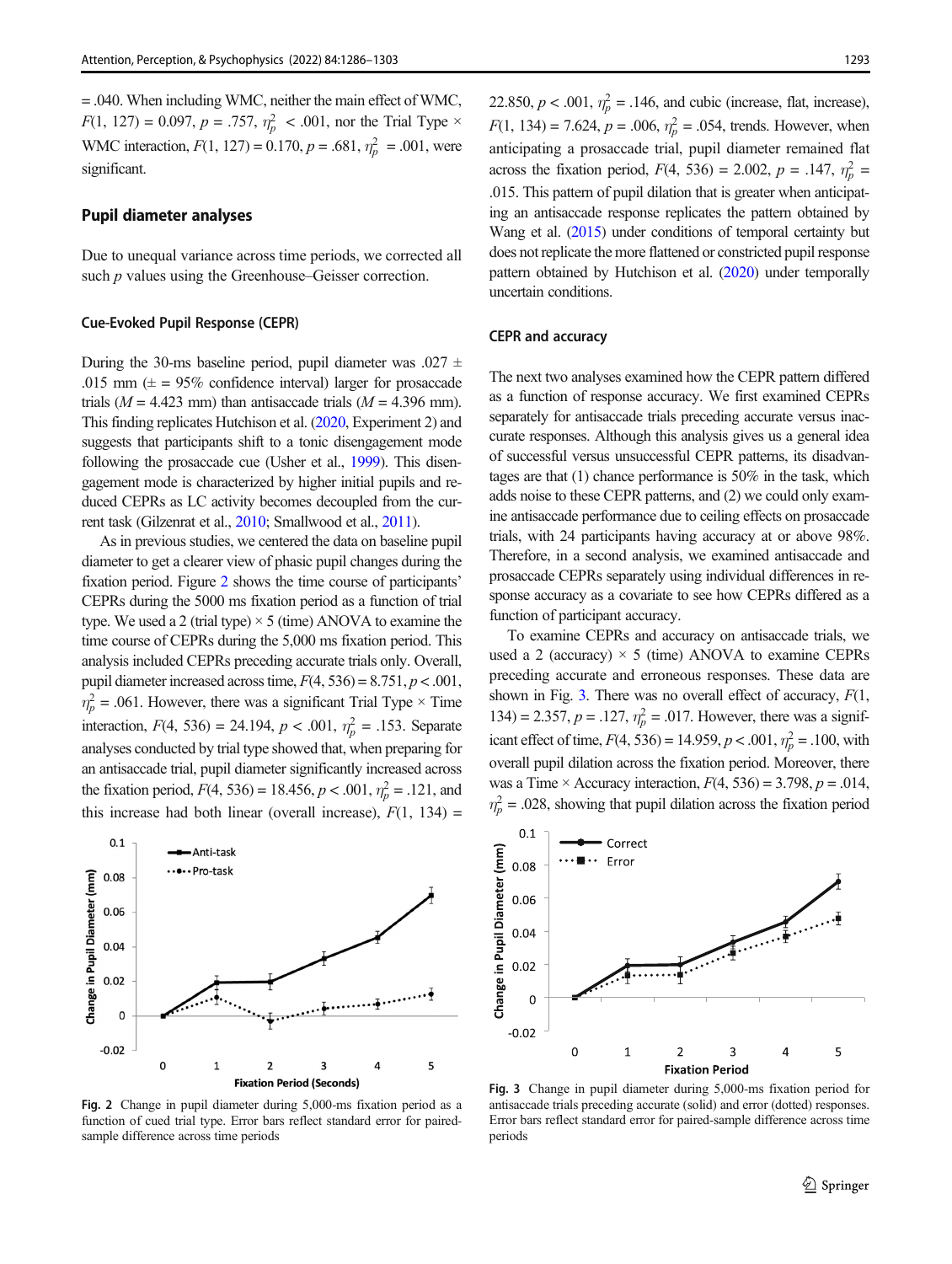= .040. When including WMC, neither the main effect of WMC, $F(1, 127) = 0.097$, $p = .757$, $\eta_p^2 < .001$, nor the Trial Type × WMC interaction, $F(1, 127) = 0.170$, $p = .681$, $\eta_p^2 = .001$, were significant.

## Pupil diameter analyses

Due to unequal variance across time periods, we corrected all such *p* values using the Greenhouse–Geisser correction.

### Cue-Evoked Pupil Response (CEPR)

During the 30-ms baseline period, pupil diameter was .027 ± .015 mm (± = 95% confidence interval) larger for prosaccade trials ($M = 4.423$ mm) than antisaccade trials ($M = 4.396$ mm). This finding replicates Hutchison et al. (2020, Experiment 2) and suggests that participants shift to a tonic disengagement mode following the prosaccade cue (Usher et al., 1999). This disengagement mode is characterized by higher initial pupils and reduced CEPRs as LC activity becomes decoupled from the current task (Gilzenrat et al., 2010; Smallwood et al., 2011).

As in previous studies, we centered the data on baseline pupil diameter to get a clearer view of phasic pupil changes during the fixation period. Figure 2 shows the time course of participants' CEPRs during the 5000 ms fixation period as a function of trial type. We used a 2 (trial type) × 5 (time) ANOVA to examine the time course of CEPRs during the 5,000 ms fixation period. This analysis included CEPRs preceding accurate trials only. Overall, pupil diameter increased across time, $F(4, 536) = 8.751$, $p < .001$, $\eta_p^2 = .061$. However, there was a significant Trial Type × Time interaction, $F(4, 536) = 24.194$, $p < .001$, $\eta_p^2 = .153$. Separate analyses conducted by trial type showed that, when preparing for an antisaccade trial, pupil diameter significantly increased across the fixation period, $F(4, 536) = 18.456$, $p < .001$, $\eta_p^2 = .121$, and this increase had both linear (overall increase), $F(1, 134) = 22.850$, $p < .001$, $\eta_p^2 = .146$, and cubic (increase, flat, increase), $F(1, 134) = 7.624$, $p = .006$, $\eta_p^2 = .054$, trends. However, when anticipating a prosaccade trial, pupil diameter remained flat across the fixation period, $F(4, 536) = 2.002$, $p = .147$, $\eta_p^2 = .015$. This pattern of pupil dilation that is greater when anticipating an antisaccade response replicates the pattern obtained by Wang et al. (2015) under conditions of temporal certainty but does not replicate the more flattened or constricted pupil response pattern obtained by Hutchison et al. (2020) under temporally uncertain conditions.

Fig. 2 Change in pupil diameter during 5,000-ms fixation period as a function of cued trial type. Error bars reflect standard error for paired-sample difference across time periods

### CEPR and accuracy

The next two analyses examined how the CEPR pattern differed as a function of response accuracy. We first examined CEPRs separately for antisaccade trials preceding accurate versus inaccurate responses. Although this analysis gives us a general idea of successful versus unsuccessful CEPR patterns, its disadvantages are that (1) chance performance is 50% in the task, which adds noise to these CEPR patterns, and (2) we could only examine antisaccade performance due to ceiling effects on prosaccade trials, with 24 participants having accuracy at or above 98%. Therefore, in a second analysis, we examined antisaccade and prosaccade CEPRs separately using individual differences in response accuracy as a covariate to see how CEPRs differed as a function of participant accuracy.

To examine CEPRs and accuracy on antisaccade trials, we used a 2 (accuracy) × 5 (time) ANOVA to examine CEPRs preceding accurate and erroneous responses. These data are shown in Fig. 3. There was no overall effect of accuracy, $F(1, 134) = 2.357$, $p = .127$, $\eta_p^2 = .017$. However, there was a significant effect of time, $F(4, 536) = 14.959$, $p < .001$, $\eta_p^2 = .100$, with overall pupil dilation across the fixation period. Moreover, there was a Time × Accuracy interaction, $F(4, 536) = 3.798$, $p = .014$, $\eta_p^2 = .028$, showing that pupil dilation across the fixation period

Fig. 3 Change in pupil diameter during 5,000-ms fixation period for antisaccade trials preceding accurate (solid) and error (dotted) responses. Error bars reflect standard error for paired-sample difference across time periods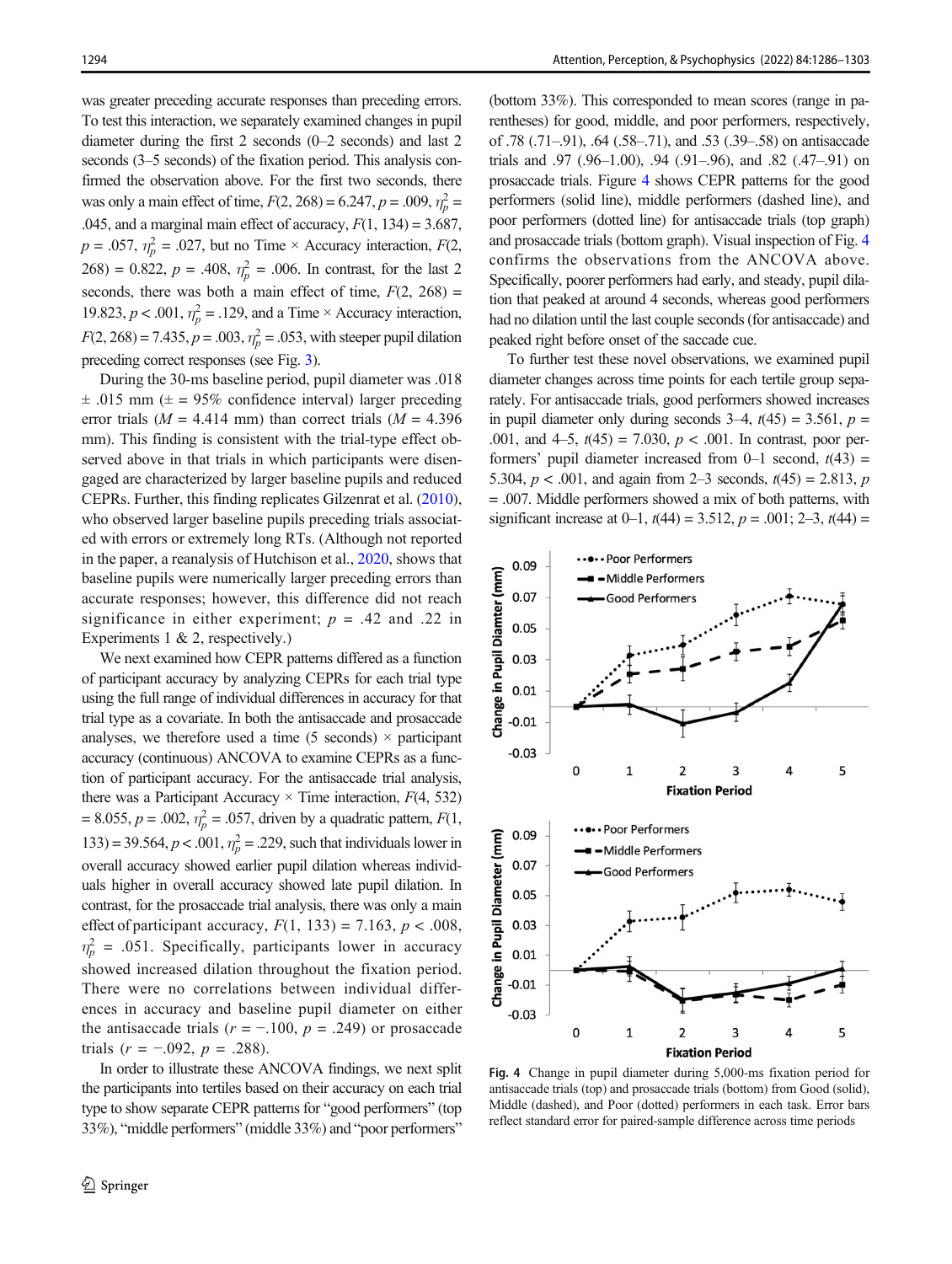was greater preceding accurate responses than preceding errors. To test this interaction, we separately examined changes in pupil diameter during the first 2 seconds (0–2 seconds) and last 2 seconds (3–5 seconds) of the fixation period. This analysis confirmed the observation above. For the first two seconds, there was only a main effect of time, $F(2, 268) = 6.247$, $p = .009$, $\eta_p^2 = .045$, and a marginal main effect of accuracy, $F(1, 134) = 3.687$, $p = .057$, $\eta_p^2 = .027$, but no Time × Accuracy interaction, $F(2, 268) = 0.822$, $p = .408$, $\eta_p^2 = .006$. In contrast, for the last 2 seconds, there was both a main effect of time, $F(2, 268) = 19.823$, $p < .001$, $\eta_p^2 = .129$, and a Time × Accuracy interaction, $F(2, 268) = 7.435$, $p = .003$, $\eta_p^2 = .053$, with steeper pupil dilation preceding correct responses (see Fig. 3).

During the 30-ms baseline period, pupil diameter was .018 ± .015 mm (± = 95% confidence interval) larger preceding error trials ($M = 4.414$ mm) than correct trials ($M = 4.396$ mm). This finding is consistent with the trial-type effect observed above in that trials in which participants were disengaged are characterized by larger baseline pupils and reduced CEPRs. Further, this finding replicates Gilzenrat et al. (2010), who observed larger baseline pupils preceding trials associated with errors or extremely long RTs. (Although not reported in the paper, a reanalysis of Hutchison et al., 2020, shows that baseline pupils were numerically larger preceding errors than accurate responses; however, this difference did not reach significance in either experiment; $p = .42$ and $.22$ in Experiments 1 & 2, respectively.)

We next examined how CEPR patterns differed as a function of participant accuracy by analyzing CEPRs for each trial type using the full range of individual differences in accuracy for that trial type as a covariate. In both the antisaccade and prosaccade analyses, we therefore used a time (5 seconds) × participant accuracy (continuous) ANCOVA to examine CEPRs as a function of participant accuracy. For the antisaccade trial analysis, there was a Participant Accuracy × Time interaction, $F(4, 532) = 8.055$, $p = .002$, $\eta_p^2 = .057$, driven by a quadratic pattern, $F(1, 133) = 39.564$, $p < .001$, $\eta_p^2 = .229$, such that individuals lower in overall accuracy showed earlier pupil dilation whereas individuals higher in overall accuracy showed late pupil dilation. In contrast, for the prosaccade trial analysis, there was only a main effect of participant accuracy, $F(1, 133) = 7.163$, $p < .008$, $\eta_p^2 = .051$. Specifically, participants lower in accuracy showed increased dilation throughout the fixation period. There were no correlations between individual differences in accuracy and baseline pupil diameter on either the antisaccade trials ($r = -.100$, $p = .249$) or prosaccade trials ($r = -.092$, $p = .288$).

In order to illustrate these ANCOVA findings, we next split the participants into tertiles based on their accuracy on each trial type to show separate CEPR patterns for "good performers" (top 33%), "middle performers" (middle 33%) and "poor performers" (bottom 33%). This corresponded to mean scores (range in parentheses) for good, middle, and poor performers, respectively, of .78 (.71–.91), .64 (.58–.71), and .53 (.39–.58) on antisaccade trials and .97 (.96–1.00), .94 (.91–.96), and .82 (.47–.91) on prosaccade trials. Figure 4 shows CEPR patterns for the good performers (solid line), middle performers (dashed line), and poor performers (dotted line) for antisaccade trials (top graph) and prosaccade trials (bottom graph). Visual inspection of Fig. 4 confirms the observations from the ANCOVA above. Specifically, poorer performers had early, and steady, pupil dilation that peaked at around 4 seconds, whereas good performers had no dilation until the last couple seconds (for antisaccade) and peaked right before onset of the saccade cue.

To further test these novel observations, we examined pupil diameter changes across time points for each tertile group separately. For antisaccade trials, good performers showed increases in pupil diameter only during seconds 3–4, $t(45) = 3.561$, $p = .001$, and 4–5, $t(45) = 7.030$, $p < .001$. In contrast, poor performers' pupil diameter increased from 0–1 second, $t(43) = 5.304$, $p < .001$, and again from 2–3 seconds, $t(45) = 2.813$, $p = .007$. Middle performers showed a mix of both patterns, with significant increase at 0–1, $t(44) = 3.512$, $p = .001$; 2–3, $t(44) =$

Fig. 4 Change in pupil diameter during 5,000-ms fixation period for antisaccade trials (top) and prosaccade trials (bottom) from Good (solid), Middle (dashed), and Poor (dotted) performers in each task. Error bars reflect standard error for paired-sample difference across time periods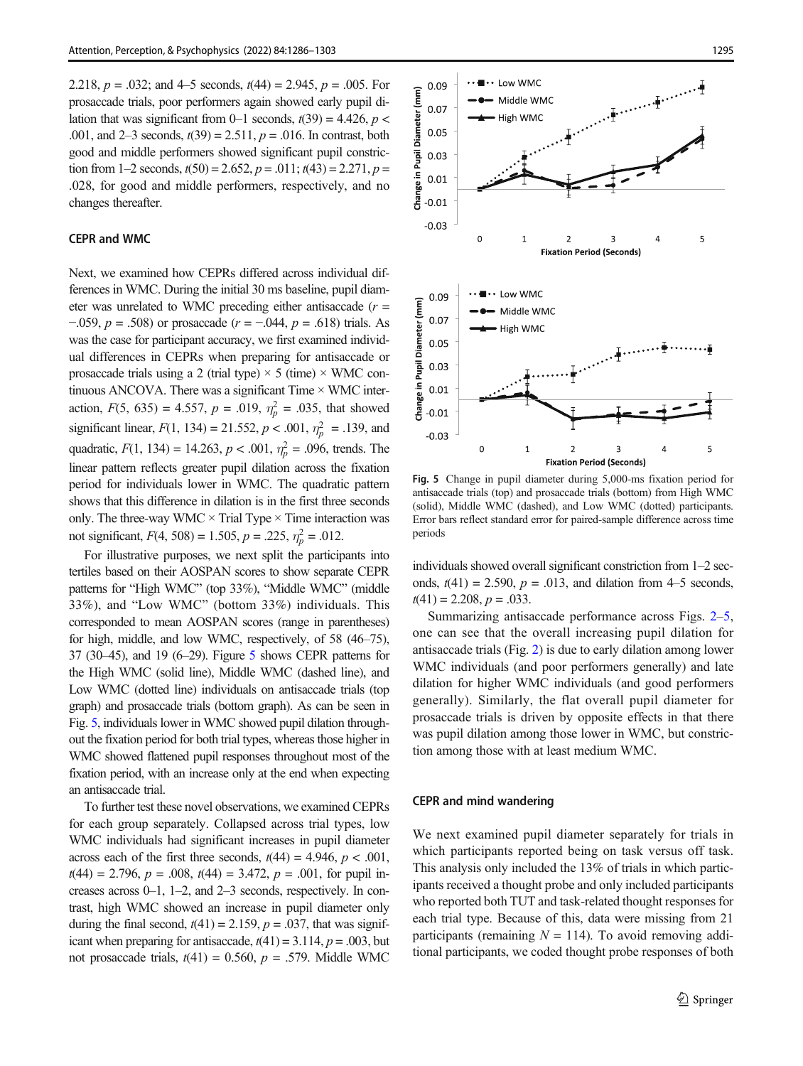2.218, $p = .032$; and 4–5 seconds, $t(44) = 2.945$, $p = .005$. For prosaccade trials, poor performers again showed early pupil dilation that was significant from 0–1 seconds, $t(39) = 4.426$, $p < .001$, and 2–3 seconds, $t(39) = 2.511$, $p = .016$. In contrast, both good and middle performers showed significant pupil constriction from 1–2 seconds, $t(50) = 2.652$, $p = .011$; $t(43) = 2.271$, $p = .028$, for good and middle performers, respectively, and no changes thereafter.

### CEPR and WMC

Next, we examined how CEPRs differed across individual differences in WMC. During the initial 30 ms baseline, pupil diameter was unrelated to WMC preceding either antisaccade ($r = -.059$, $p = .508$) or prosaccade ($r = -.044$, $p = .618$) trials. As was the case for participant accuracy, we first examined individual differences in CEPRs when preparing for antisaccade or prosaccade trials using a 2 (trial type) × 5 (time) × WMC continuous ANCOVA. There was a significant Time × WMC interaction, $F(5, 635) = 4.557$, $p = .019$, $\eta_p^2 = .035$, that showed significant linear, $F(1, 134) = 21.552$, $p < .001$, $\eta_p^2 = .139$, and quadratic, $F(1, 134) = 14.263$, $p < .001$, $\eta_p^2 = .096$, trends. The linear pattern reflects greater pupil dilation across the fixation period for individuals lower in WMC. The quadratic pattern shows that this difference in dilation is in the first three seconds only. The three-way WMC × Trial Type × Time interaction was not significant, $F(4, 508) = 1.505$, $p = .225$, $\eta_p^2 = .012$.

For illustrative purposes, we next split the participants into tertiles based on their AOSPAN scores to show separate CEPR patterns for "High WMC" (top 33%), "Middle WMC" (middle 33%), and "Low WMC" (bottom 33%) individuals. This corresponded to mean AOSPAN scores (range in parentheses) for high, middle, and low WMC, respectively, of 58 (46–75), 37 (30–45), and 19 (6–29). Figure 5 shows CEPR patterns for the High WMC (solid line), Middle WMC (dashed line), and Low WMC (dotted line) individuals on antisaccade trials (top graph) and prosaccade trials (bottom graph). As can be seen in Fig. 5, individuals lower in WMC showed pupil dilation throughout the fixation period for both trial types, whereas those higher in WMC showed flattened pupil responses throughout most of the fixation period, with an increase only at the end when expecting an antisaccade trial.

To further test these novel observations, we examined CEPRs for each group separately. Collapsed across trial types, low WMC individuals had significant increases in pupil diameter across each of the first three seconds, $t(44) = 4.946$, $p < .001$, $t(44) = 2.796$, $p = .008$, $t(44) = 3.472$, $p = .001$, for pupil increases across 0–1, 1–2, and 2–3 seconds, respectively. In contrast, high WMC showed an increase in pupil diameter only during the final second, $t(41) = 2.159$, $p = .037$, that was significant when preparing for antisaccade, $t(41) = 3.114$, $p = .003$, but not prosaccade trials, $t(41) = 0.560$, $p = .579$. Middle WMC individuals showed overall significant constriction from 1–2 seconds, $t(41) = 2.590$, $p = .013$, and dilation from 4–5 seconds, $t(41) = 2.208$, $p = .033$.

Fig. 5 Change in pupil diameter during 5,000-ms fixation period for antisaccade trials (top) and prosaccade trials (bottom) from High WMC (solid), Middle WMC (dashed), and Low WMC (dotted) participants. Error bars reflect standard error for paired-sample difference across time periods

Summarizing antisaccade performance across Figs. 2–5, one can see that the overall increasing pupil dilation for antisaccade trials (Fig. 2) is due to early dilation among lower WMC individuals (and poor performers generally) and late dilation for higher WMC individuals (and good performers generally). Similarly, the flat overall pupil diameter for prosaccade trials is driven by opposite effects in that there was pupil dilation among those lower in WMC, but constriction among those with at least medium WMC.

### CEPR and mind wandering

We next examined pupil diameter separately for trials in which participants reported being on task versus off task. This analysis only included the 13% of trials in which participants received a thought probe and only included participants who reported both TUT and task-related thought responses for each trial type. Because of this, data were missing from 21 participants (remaining $N = 114$). To avoid removing additional participants, we coded thought probe responses of both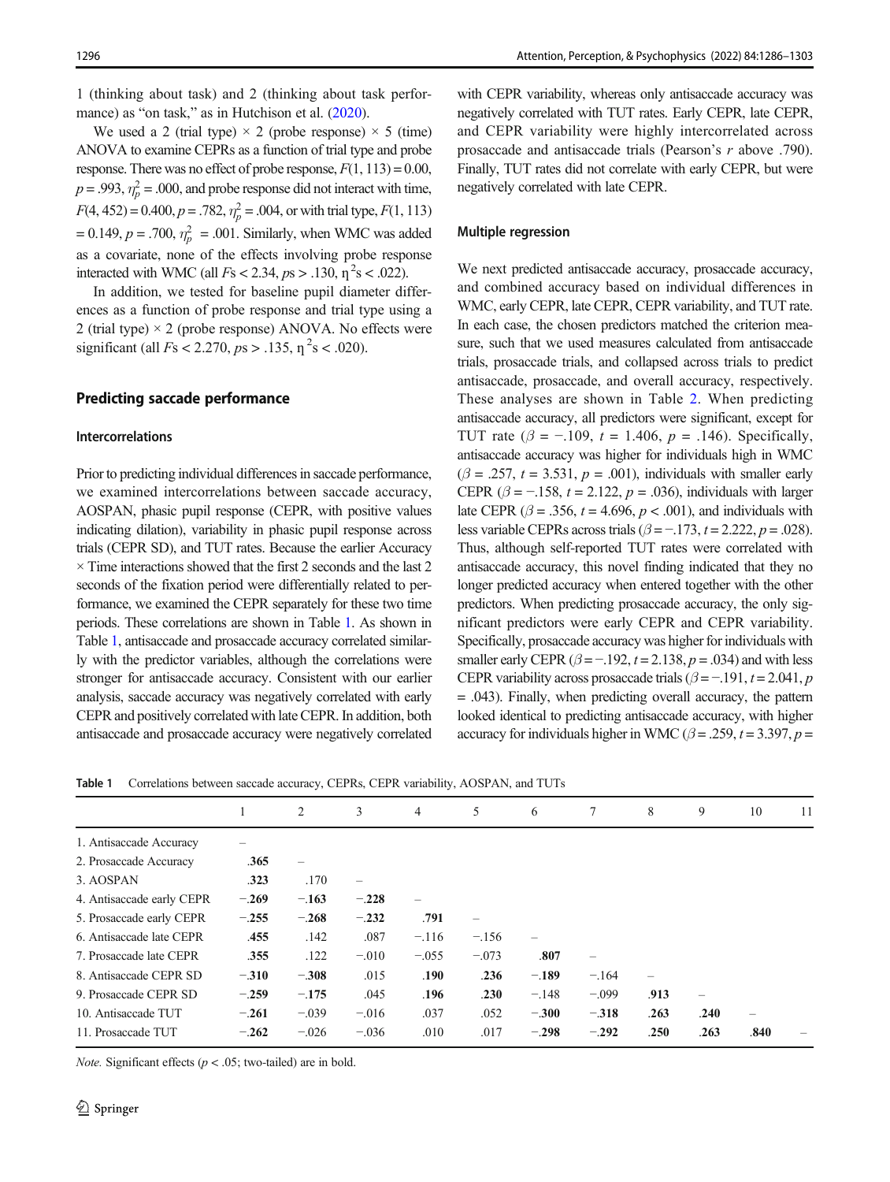1 (thinking about task) and 2 (thinking about task performance) as "on task," as in Hutchison et al. (2020).

We used a 2 (trial type) × 2 (probe response) × 5 (time) ANOVA to examine CEPRs as a function of trial type and probe response. There was no effect of probe response, $F(1, 113) = 0.00$, $p = .993$, $\eta_p^2 = .000$, and probe response did not interact with time, $F(4, 452) = 0.400$, $p = .782$, $\eta_p^2 = .004$, or with trial type, $F(1, 113) = 0.149$, $p = .700$, $\eta_p^2 = .001$. Similarly, when WMC was added as a covariate, none of the effects involving probe response interacted with WMC (all $F$s < 2.34, $p$s > .130, $\eta^2$s < .022).

In addition, we tested for baseline pupil diameter differences as a function of probe response and trial type using a 2 (trial type) × 2 (probe response) ANOVA. No effects were significant (all $F$s < 2.270, $p$s > .135, $\eta^2$s < .020).

## Predicting saccade performance

### Intercorrelations

Prior to predicting individual differences in saccade performance, we examined intercorrelations between saccade accuracy, AOSPAN, phasic pupil response (CEPR, with positive values indicating dilation), variability in phasic pupil response across trials (CEPR SD), and TUT rates. Because the earlier Accuracy × Time interactions showed that the first 2 seconds and the last 2 seconds of the fixation period were differentially related to performance, we examined the CEPR separately for these two time periods. These correlations are shown in Table 1. As shown in Table 1, antisaccade and prosaccade accuracy correlated similarly with the predictor variables, although the correlations were stronger for antisaccade accuracy. Consistent with our earlier analysis, saccade accuracy was negatively correlated with early CEPR and positively correlated with late CEPR. In addition, both antisaccade and prosaccade accuracy were negatively correlated with CEPR variability, whereas only antisaccade accuracy was negatively correlated with TUT rates. Early CEPR, late CEPR, and CEPR variability were highly intercorrelated across prosaccade and antisaccade trials (Pearson's $r$ above .790). Finally, TUT rates did not correlate with early CEPR, but were negatively correlated with late CEPR.

### Multiple regression

We next predicted antisaccade accuracy, prosaccade accuracy, and combined accuracy based on individual differences in WMC, early CEPR, late CEPR, CEPR variability, and TUT rate. In each case, the chosen predictors matched the criterion measure, such that we used measures calculated from antisaccade trials, prosaccade trials, and collapsed across trials to predict antisaccade, prosaccade, and overall accuracy, respectively. These analyses are shown in Table 2. When predicting antisaccade accuracy, all predictors were significant, except for TUT rate ($\beta = -.109$, $t = 1.406$, $p = .146$). Specifically, antisaccade accuracy was higher for individuals high in WMC ($\beta = .257$, $t = 3.531$, $p = .001$), individuals with smaller early CEPR ($\beta = -.158$, $t = 2.122$, $p = .036$), individuals with larger late CEPR ($\beta = .356$, $t = 4.696$, $p < .001$), and individuals with less variable CEPRs across trials ($\beta = -.173$, $t = 2.222$, $p = .028$). Thus, although self-reported TUT rates were correlated with antisaccade accuracy, this novel finding indicated that they no longer predicted accuracy when entered together with the other predictors. When predicting prosaccade accuracy, the only significant predictors were early CEPR and CEPR variability. Specifically, prosaccade accuracy was higher for individuals with smaller early CEPR ($\beta = -.192$, $t = 2.138$, $p = .034$) and with less CEPR variability across prosaccade trials ($\beta = -.191$, $t = 2.041$, $p = .043$). Finally, when predicting overall accuracy, the pattern looked identical to predicting antisaccade accuracy, with higher accuracy for individuals higher in WMC ($\beta = .259$, $t = 3.397$, $p =$

**Table 1** Correlations between saccade accuracy, CEPRs, CEPR variability, AOSPAN, and TUTs

| | 1 | 2 | 3 | 4 | 5 | 6 | 7 | 8 | 9 | 10 | 11 |
|---|---|---|---|---|---|---|---|---|---|---|---|
| 1. Antisaccade Accuracy | – | | | | | | | | | | |
| 2. Prosaccade Accuracy | **.365** | – | | | | | | | | | |
| 3. AOSPAN | **.323** | .170 | – | | | | | | | | |
| 4. Antisaccade early CEPR | **−.269** | **−.163** | **−.228** | – | | | | | | | |
| 5. Prosaccade early CEPR | **−.255** | **−.268** | **−.232** | **.791** | – | | | | | | |
| 6. Antisaccade late CEPR | **.455** | .142 | .087 | −.116 | −.156 | – | | | | | |
| 7. Prosaccade late CEPR | **.355** | .122 | −.010 | −.055 | −.073 | **.807** | – | | | | |
| 8. Antisaccade CEPR SD | **−.310** | **−.308** | .015 | **.190** | **.236** | **−.189** | −.164 | – | | | |
| 9. Prosaccade CEPR SD | **−.259** | **−.175** | .045 | **.196** | **.230** | −.148 | −.099 | **.913** | – | | |
| 10. Antisaccade TUT | **−.261** | −.039 | −.016 | .037 | .052 | **−.300** | **−.318** | **.263** | **.240** | – | |
| 11. Prosaccade TUT | **−.262** | −.026 | −.036 | .010 | .017 | **−.298** | **−.292** | **.250** | **.263** | **.840** | – |

*Note.* Significant effects ($p < .05$; two-tailed) are in bold.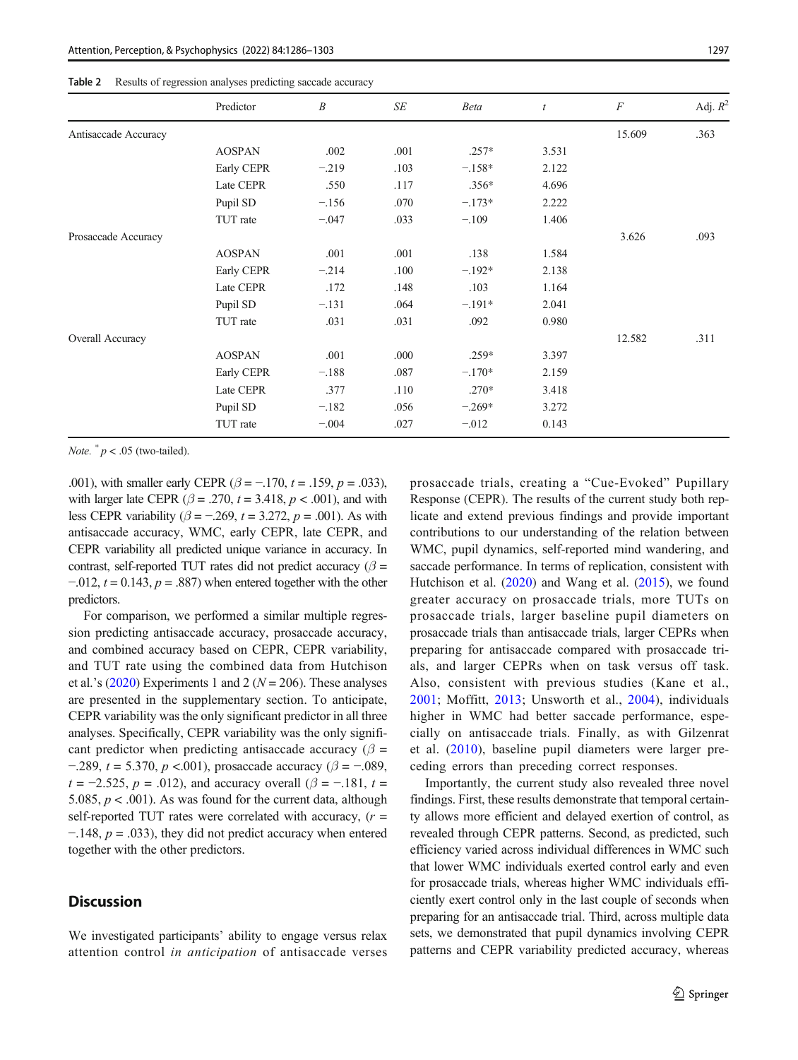Table 2 Results of regression analyses predicting saccade accuracy

| | Predictor | *B* | *SE* | *Beta* | *t* | *F* | Adj. $R^2$ |
|---|---|---|---|---|---|---|---|
| Antisaccade Accuracy | | | | | | 15.609 | .363 |
| | AOSPAN | .002 | .001 | .257* | 3.531 | | |
| | Early CEPR | −.219 | .103 | −.158* | 2.122 | | |
| | Late CEPR | .550 | .117 | .356* | 4.696 | | |
| | Pupil SD | −.156 | .070 | −.173* | 2.222 | | |
| | TUT rate | −.047 | .033 | −.109 | 1.406 | | |
| Prosaccade Accuracy | | | | | | 3.626 | .093 |
| | AOSPAN | .001 | .001 | .138 | 1.584 | | |
| | Early CEPR | −.214 | .100 | −.192* | 2.138 | | |
| | Late CEPR | .172 | .148 | .103 | 1.164 | | |
| | Pupil SD | −.131 | .064 | −.191* | 2.041 | | |
| | TUT rate | .031 | .031 | .092 | 0.980 | | |
| Overall Accuracy | | | | | | 12.582 | .311 |
| | AOSPAN | .001 | .000 | .259* | 3.397 | | |
| | Early CEPR | −.188 | .087 | −.170* | 2.159 | | |
| | Late CEPR | .377 | .110 | .270* | 3.418 | | |
| | Pupil SD | −.182 | .056 | −.269* | 3.272 | | |
| | TUT rate | −.004 | .027 | −.012 | 0.143 | | |

*Note.* * $p < .05$ (two-tailed).

.001), with smaller early CEPR ($\beta = -.170$, $t = .159$, $p = .033$), with larger late CEPR ($\beta = .270$, $t = 3.418$, $p < .001$), and with less CEPR variability ($\beta = -.269$, $t = 3.272$, $p = .001$). As with antisaccade accuracy, WMC, early CEPR, late CEPR, and CEPR variability all predicted unique variance in accuracy. In contrast, self-reported TUT rates did not predict accuracy ($\beta = -.012$, $t = 0.143$, $p = .887$) when entered together with the other predictors.

For comparison, we performed a similar multiple regression predicting antisaccade accuracy, prosaccade accuracy, and combined accuracy based on CEPR, CEPR variability, and TUT rate using the combined data from Hutchison et al.'s (2020) Experiments 1 and 2 ($N = 206$). These analyses are presented in the supplementary section. To anticipate, CEPR variability was the only significant predictor in all three analyses. Specifically, CEPR variability was the only significant predictor when predicting antisaccade accuracy ($\beta = -.289$, $t = 5.370$, $p <.001$), prosaccade accuracy ($\beta = -.089$, $t = -2.525$, $p = .012$), and accuracy overall ($\beta = -.181$, $t = 5.085$, $p < .001$). As was found for the current data, although self-reported TUT rates were correlated with accuracy, ($r = -.148$, $p = .033$), they did not predict accuracy when entered together with the other predictors.

## Discussion

We investigated participants' ability to engage versus relax attention control *in anticipation* of antisaccade verses prosaccade trials, creating a "Cue-Evoked" Pupillary Response (CEPR). The results of the current study both replicate and extend previous findings and provide important contributions to our understanding of the relation between WMC, pupil dynamics, self-reported mind wandering, and saccade performance. In terms of replication, consistent with Hutchison et al. (2020) and Wang et al. (2015), we found greater accuracy on prosaccade trials, more TUTs on prosaccade trials, larger baseline pupil diameters on prosaccade trials than antisaccade trials, larger CEPRs when preparing for antisaccade compared with prosaccade trials, and larger CEPRs when on task versus off task. Also, consistent with previous studies (Kane et al., 2001; Moffitt, 2013; Unsworth et al., 2004), individuals higher in WMC had better saccade performance, especially on antisaccade trials. Finally, as with Gilzenrat et al. (2010), baseline pupil diameters were larger preceding errors than preceding correct responses.

Importantly, the current study also revealed three novel findings. First, these results demonstrate that temporal certainty allows more efficient and delayed exertion of control, as revealed through CEPR patterns. Second, as predicted, such efficiency varied across individual differences in WMC such that lower WMC individuals exerted control early and even for prosaccade trials, whereas higher WMC individuals efficiently exert control only in the last couple of seconds when preparing for an antisaccade trial. Third, across multiple data sets, we demonstrated that pupil dynamics involving CEPR patterns and CEPR variability predicted accuracy, whereas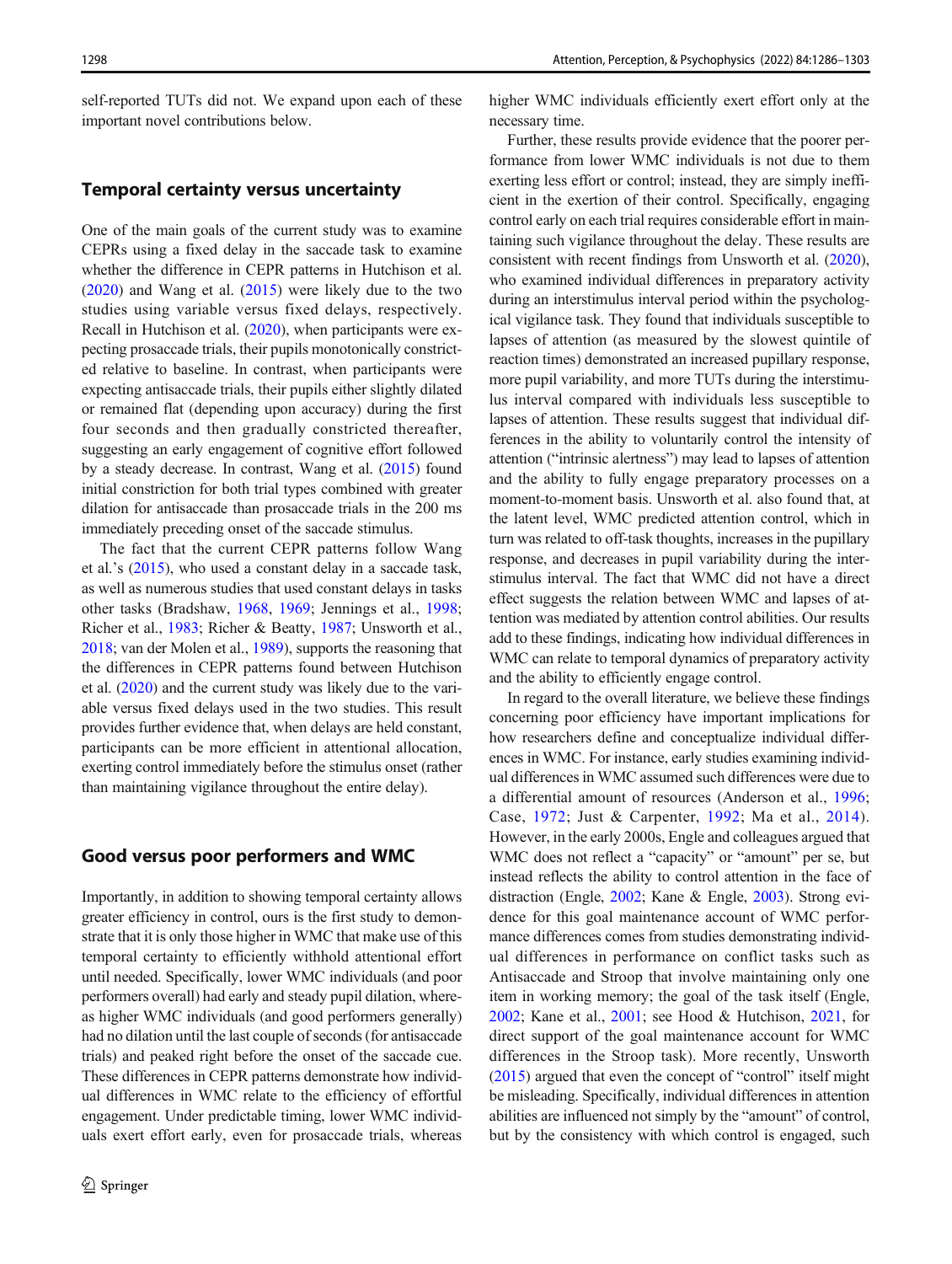self-reported TUTs did not. We expand upon each of these important novel contributions below.

## Temporal certainty versus uncertainty

One of the main goals of the current study was to examine CEPRs using a fixed delay in the saccade task to examine whether the difference in CEPR patterns in Hutchison et al. (2020) and Wang et al. (2015) were likely due to the two studies using variable versus fixed delays, respectively. Recall in Hutchison et al. (2020), when participants were expecting prosaccade trials, their pupils monotonically constricted relative to baseline. In contrast, when participants were expecting antisaccade trials, their pupils either slightly dilated or remained flat (depending upon accuracy) during the first four seconds and then gradually constricted thereafter, suggesting an early engagement of cognitive effort followed by a steady decrease. In contrast, Wang et al. (2015) found initial constriction for both trial types combined with greater dilation for antisaccade than prosaccade trials in the 200 ms immediately preceding onset of the saccade stimulus.

The fact that the current CEPR patterns follow Wang et al.'s (2015), who used a constant delay in a saccade task, as well as numerous studies that used constant delays in tasks other tasks (Bradshaw, 1968, 1969; Jennings et al., 1998; Richer et al., 1983; Richer & Beatty, 1987; Unsworth et al., 2018; van der Molen et al., 1989), supports the reasoning that the differences in CEPR patterns found between Hutchison et al. (2020) and the current study was likely due to the variable versus fixed delays used in the two studies. This result provides further evidence that, when delays are held constant, participants can be more efficient in attentional allocation, exerting control immediately before the stimulus onset (rather than maintaining vigilance throughout the entire delay).

## Good versus poor performers and WMC

Importantly, in addition to showing temporal certainty allows greater efficiency in control, ours is the first study to demonstrate that it is only those higher in WMC that make use of this temporal certainty to efficiently withhold attentional effort until needed. Specifically, lower WMC individuals (and poor performers overall) had early and steady pupil dilation, whereas higher WMC individuals (and good performers generally) had no dilation until the last couple of seconds (for antisaccade trials) and peaked right before the onset of the saccade cue. These differences in CEPR patterns demonstrate how individual differences in WMC relate to the efficiency of effortful engagement. Under predictable timing, lower WMC individuals exert effort early, even for prosaccade trials, whereas higher WMC individuals efficiently exert effort only at the necessary time.

Further, these results provide evidence that the poorer performance from lower WMC individuals is not due to them exerting less effort or control; instead, they are simply inefficient in the exertion of their control. Specifically, engaging control early on each trial requires considerable effort in maintaining such vigilance throughout the delay. These results are consistent with recent findings from Unsworth et al. (2020), who examined individual differences in preparatory activity during an interstimulus interval period within the psychological vigilance task. They found that individuals susceptible to lapses of attention (as measured by the slowest quintile of reaction times) demonstrated an increased pupillary response, more pupil variability, and more TUTs during the interstimulus interval compared with individuals less susceptible to lapses of attention. These results suggest that individual differences in the ability to voluntarily control the intensity of attention ("intrinsic alertness") may lead to lapses of attention and the ability to fully engage preparatory processes on a moment-to-moment basis. Unsworth et al. also found that, at the latent level, WMC predicted attention control, which in turn was related to off-task thoughts, increases in the pupillary response, and decreases in pupil variability during the interstimulus interval. The fact that WMC did not have a direct effect suggests the relation between WMC and lapses of attention was mediated by attention control abilities. Our results add to these findings, indicating how individual differences in WMC can relate to temporal dynamics of preparatory activity and the ability to efficiently engage control.

In regard to the overall literature, we believe these findings concerning poor efficiency have important implications for how researchers define and conceptualize individual differences in WMC. For instance, early studies examining individual differences in WMC assumed such differences were due to a differential amount of resources (Anderson et al., 1996; Case, 1972; Just & Carpenter, 1992; Ma et al., 2014). However, in the early 2000s, Engle and colleagues argued that WMC does not reflect a "capacity" or "amount" per se, but instead reflects the ability to control attention in the face of distraction (Engle, 2002; Kane & Engle, 2003). Strong evidence for this goal maintenance account of WMC performance differences comes from studies demonstrating individual differences in performance on conflict tasks such as Antisaccade and Stroop that involve maintaining only one item in working memory; the goal of the task itself (Engle, 2002; Kane et al., 2001; see Hood & Hutchison, 2021, for direct support of the goal maintenance account for WMC differences in the Stroop task). More recently, Unsworth (2015) argued that even the concept of "control" itself might be misleading. Specifically, individual differences in attention abilities are influenced not simply by the "amount" of control, but by the consistency with which control is engaged, such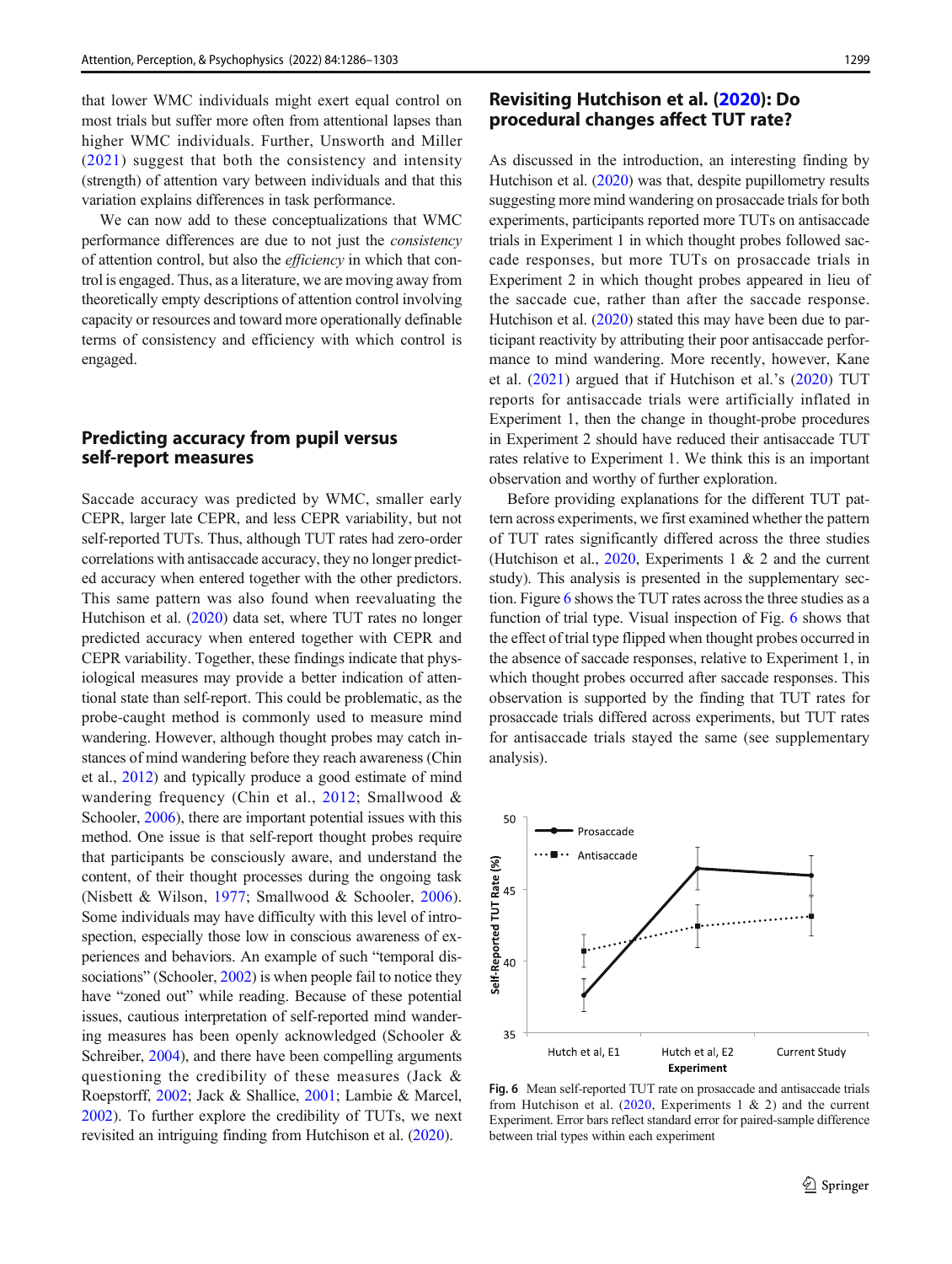that lower WMC individuals might exert equal control on most trials but suffer more often from attentional lapses than higher WMC individuals. Further, Unsworth and Miller (2021) suggest that both the consistency and intensity (strength) of attention vary between individuals and that this variation explains differences in task performance.

We can now add to these conceptualizations that WMC performance differences are due to not just the *consistency* of attention control, but also the *efficiency* in which that control is engaged. Thus, as a literature, we are moving away from theoretically empty descriptions of attention control involving capacity or resources and toward more operationally definable terms of consistency and efficiency with which control is engaged.

## Predicting accuracy from pupil versus self-report measures

Saccade accuracy was predicted by WMC, smaller early CEPR, larger late CEPR, and less CEPR variability, but not self-reported TUTs. Thus, although TUT rates had zero-order correlations with antisaccade accuracy, they no longer predicted accuracy when entered together with the other predictors. This same pattern was also found when reevaluating the Hutchison et al. (2020) data set, where TUT rates no longer predicted accuracy when entered together with CEPR and CEPR variability. Together, these findings indicate that physiological measures may provide a better indication of attentional state than self-report. This could be problematic, as the probe-caught method is commonly used to measure mind wandering. However, although thought probes may catch instances of mind wandering before they reach awareness (Chin et al., 2012) and typically produce a good estimate of mind wandering frequency (Chin et al., 2012; Smallwood & Schooler, 2006), there are important potential issues with this method. One issue is that self-report thought probes require that participants be consciously aware, and understand the content, of their thought processes during the ongoing task (Nisbett & Wilson, 1977; Smallwood & Schooler, 2006). Some individuals may have difficulty with this level of introspection, especially those low in conscious awareness of experiences and behaviors. An example of such "temporal dissociations" (Schooler, 2002) is when people fail to notice they have "zoned out" while reading. Because of these potential issues, cautious interpretation of self-reported mind wandering measures has been openly acknowledged (Schooler & Schreiber, 2004), and there have been compelling arguments questioning the credibility of these measures (Jack & Roepstorff, 2002; Jack & Shallice, 2001; Lambie & Marcel, 2002). To further explore the credibility of TUTs, we next revisited an intriguing finding from Hutchison et al. (2020).

## Revisiting Hutchison et al. (2020): Do procedural changes affect TUT rate?

As discussed in the introduction, an interesting finding by Hutchison et al. (2020) was that, despite pupillometry results suggesting more mind wandering on prosaccade trials for both experiments, participants reported more TUTs on antisaccade trials in Experiment 1 in which thought probes followed saccade responses, but more TUTs on prosaccade trials in Experiment 2 in which thought probes appeared in lieu of the saccade cue, rather than after the saccade response. Hutchison et al. (2020) stated this may have been due to participant reactivity by attributing their poor antisaccade performance to mind wandering. More recently, however, Kane et al. (2021) argued that if Hutchison et al.'s (2020) TUT reports for antisaccade trials were artificially inflated in Experiment 1, then the change in thought-probe procedures in Experiment 2 should have reduced their antisaccade TUT rates relative to Experiment 1. We think this is an important observation and worthy of further exploration.

Before providing explanations for the different TUT pattern across experiments, we first examined whether the pattern of TUT rates significantly differed across the three studies (Hutchison et al., 2020, Experiments 1 & 2 and the current study). This analysis is presented in the supplementary section. Figure 6 shows the TUT rates across the three studies as a function of trial type. Visual inspection of Fig. 6 shows that the effect of trial type flipped when thought probes occurred in the absence of saccade responses, relative to Experiment 1, in which thought probes occurred after saccade responses. This observation is supported by the finding that TUT rates for prosaccade trials differed across experiments, but TUT rates for antisaccade trials stayed the same (see supplementary analysis).

**Fig. 6** Mean self-reported TUT rate on prosaccade and antisaccade trials from Hutchison et al. (2020, Experiments 1 & 2) and the current Experiment. Error bars reflect standard error for paired-sample difference between trial types within each experiment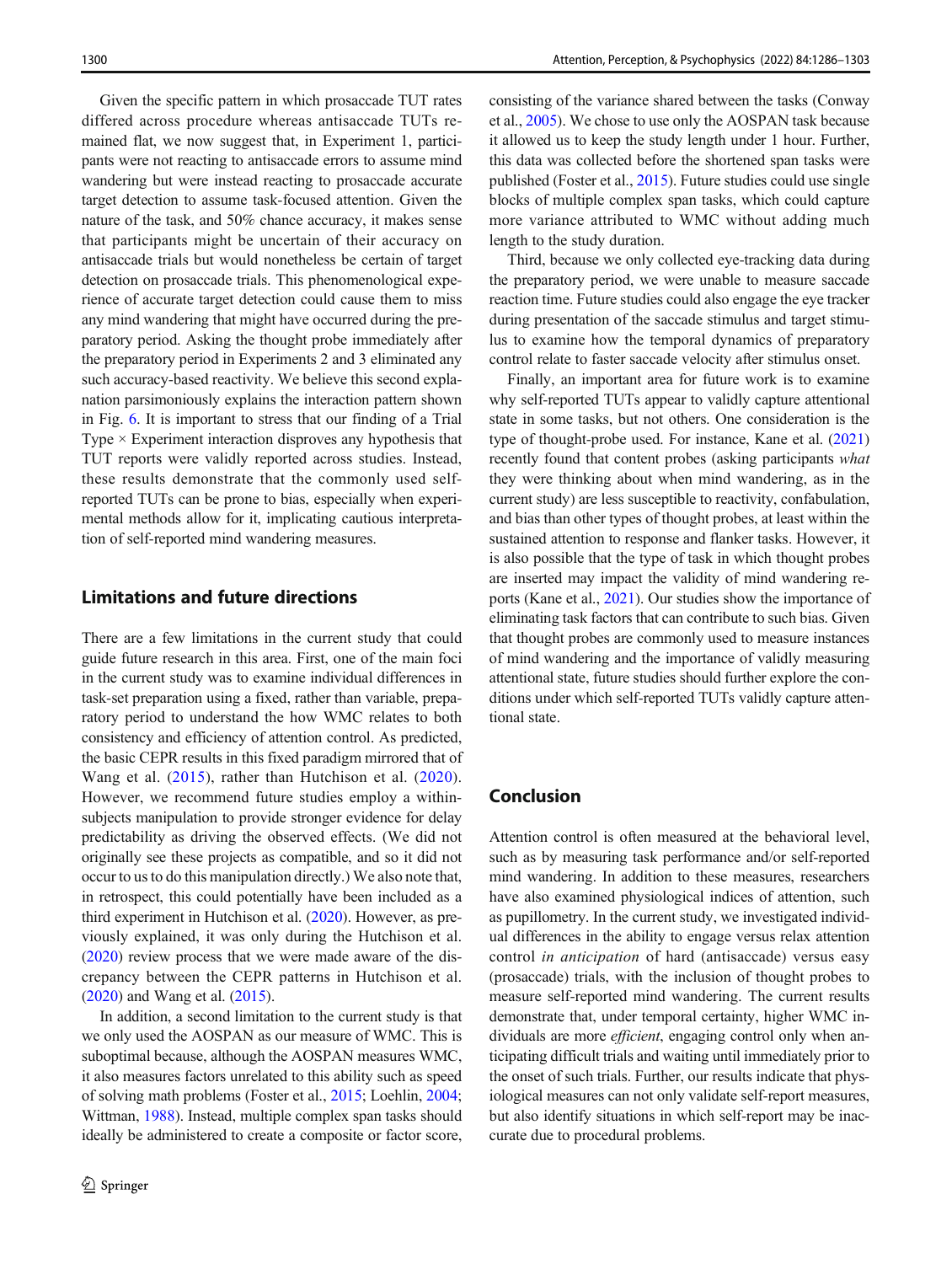Given the specific pattern in which prosaccade TUT rates differed across procedure whereas antisaccade TUTs remained flat, we now suggest that, in Experiment 1, participants were not reacting to antisaccade errors to assume mind wandering but were instead reacting to prosaccade accurate target detection to assume task-focused attention. Given the nature of the task, and 50% chance accuracy, it makes sense that participants might be uncertain of their accuracy on antisaccade trials but would nonetheless be certain of target detection on prosaccade trials. This phenomenological experience of accurate target detection could cause them to miss any mind wandering that might have occurred during the preparatory period. Asking the thought probe immediately after the preparatory period in Experiments 2 and 3 eliminated any such accuracy-based reactivity. We believe this second explanation parsimoniously explains the interaction pattern shown in Fig. 6. It is important to stress that our finding of a Trial Type × Experiment interaction disproves any hypothesis that TUT reports were validly reported across studies. Instead, these results demonstrate that the commonly used self-reported TUTs can be prone to bias, especially when experimental methods allow for it, implicating cautious interpretation of self-reported mind wandering measures.

## Limitations and future directions

There are a few limitations in the current study that could guide future research in this area. First, one of the main foci in the current study was to examine individual differences in task-set preparation using a fixed, rather than variable, preparatory period to understand the how WMC relates to both consistency and efficiency of attention control. As predicted, the basic CEPR results in this fixed paradigm mirrored that of Wang et al. (2015), rather than Hutchison et al. (2020). However, we recommend future studies employ a within-subjects manipulation to provide stronger evidence for delay predictability as driving the observed effects. (We did not originally see these projects as compatible, and so it did not occur to us to do this manipulation directly.) We also note that, in retrospect, this could potentially have been included as a third experiment in Hutchison et al. (2020). However, as previously explained, it was only during the Hutchison et al. (2020) review process that we were made aware of the discrepancy between the CEPR patterns in Hutchison et al. (2020) and Wang et al. (2015).

In addition, a second limitation to the current study is that we only used the AOSPAN as our measure of WMC. This is suboptimal because, although the AOSPAN measures WMC, it also measures factors unrelated to this ability such as speed of solving math problems (Foster et al., 2015; Loehlin, 2004; Wittman, 1988). Instead, multiple complex span tasks should ideally be administered to create a composite or factor score, consisting of the variance shared between the tasks (Conway et al., 2005). We chose to use only the AOSPAN task because it allowed us to keep the study length under 1 hour. Further, this data was collected before the shortened span tasks were published (Foster et al., 2015). Future studies could use single blocks of multiple complex span tasks, which could capture more variance attributed to WMC without adding much length to the study duration.

Third, because we only collected eye-tracking data during the preparatory period, we were unable to measure saccade reaction time. Future studies could also engage the eye tracker during presentation of the saccade stimulus and target stimulus to examine how the temporal dynamics of preparatory control relate to faster saccade velocity after stimulus onset.

Finally, an important area for future work is to examine why self-reported TUTs appear to validly capture attentional state in some tasks, but not others. One consideration is the type of thought-probe used. For instance, Kane et al. (2021) recently found that content probes (asking participants *what* they were thinking about when mind wandering, as in the current study) are less susceptible to reactivity, confabulation, and bias than other types of thought probes, at least within the sustained attention to response and flanker tasks. However, it is also possible that the type of task in which thought probes are inserted may impact the validity of mind wandering reports (Kane et al., 2021). Our studies show the importance of eliminating task factors that can contribute to such bias. Given that thought probes are commonly used to measure instances of mind wandering and the importance of validly measuring attentional state, future studies should further explore the conditions under which self-reported TUTs validly capture attentional state.

## Conclusion

Attention control is often measured at the behavioral level, such as by measuring task performance and/or self-reported mind wandering. In addition to these measures, researchers have also examined physiological indices of attention, such as pupillometry. In the current study, we investigated individual differences in the ability to engage versus relax attention control *in anticipation* of hard (antisaccade) versus easy (prosaccade) trials, with the inclusion of thought probes to measure self-reported mind wandering. The current results demonstrate that, under temporal certainty, higher WMC individuals are more *efficient*, engaging control only when anticipating difficult trials and waiting until immediately prior to the onset of such trials. Further, our results indicate that physiological measures can not only validate self-report measures, but also identify situations in which self-report may be inaccurate due to procedural problems.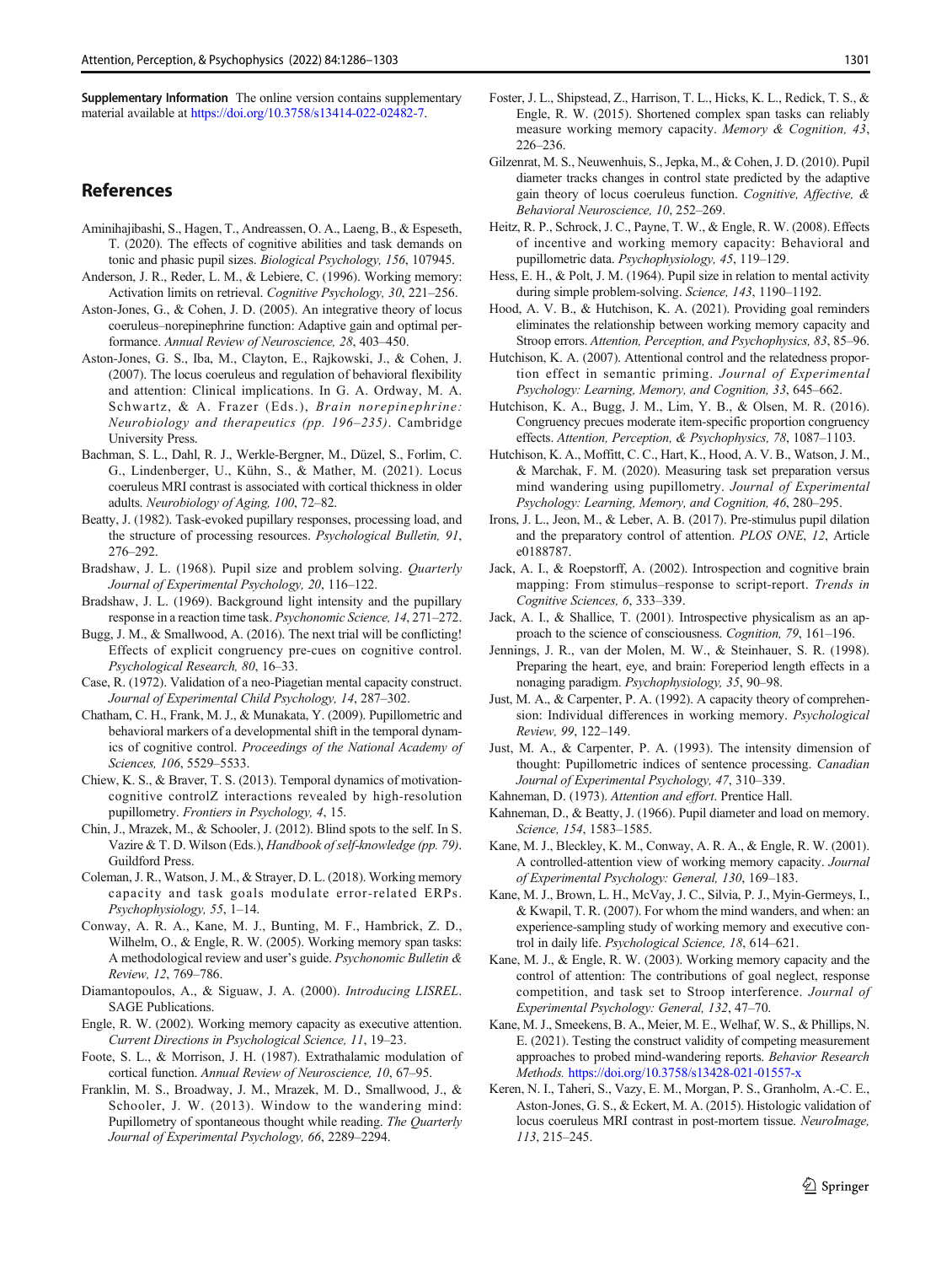**Supplementary Information** The online version contains supplementary material available at https://doi.org/10.3758/s13414-022-02482-7.

## References

Aminihajibashi, S., Hagen, T., Andreassen, O. A., Laeng, B., & Espeseth, T. (2020). The effects of cognitive abilities and task demands on tonic and phasic pupil sizes. *Biological Psychology, 156*, 107945.

Anderson, J. R., Reder, L. M., & Lebiere, C. (1996). Working memory: Activation limits on retrieval. *Cognitive Psychology, 30*, 221–256.

Aston-Jones, G., & Cohen, J. D. (2005). An integrative theory of locus coeruleus–norepinephrine function: Adaptive gain and optimal performance. *Annual Review of Neuroscience, 28*, 403–450.

Aston-Jones, G. S., Iba, M., Clayton, E., Rajkowski, J., & Cohen, J. (2007). The locus coeruleus and regulation of behavioral flexibility and attention: Clinical implications. In G. A. Ordway, M. A. Schwartz, & A. Frazer (Eds.), *Brain norepinephrine: Neurobiology and therapeutics (pp. 196–235)*. Cambridge University Press.

Bachman, S. L., Dahl, R. J., Werkle-Bergner, M., Düzel, S., Forlim, C. G., Lindenberger, U., Kühn, S., & Mather, M. (2021). Locus coeruleus MRI contrast is associated with cortical thickness in older adults. *Neurobiology of Aging, 100*, 72–82.

Beatty, J. (1982). Task-evoked pupillary responses, processing load, and the structure of processing resources. *Psychological Bulletin, 91*, 276–292.

Bradshaw, J. L. (1968). Pupil size and problem solving. *Quarterly Journal of Experimental Psychology, 20*, 116–122.

Bradshaw, J. L. (1969). Background light intensity and the pupillary response in a reaction time task. *Psychonomic Science, 14*, 271–272.

Bugg, J. M., & Smallwood, A. (2016). The next trial will be conflicting! Effects of explicit congruency pre-cues on cognitive control. *Psychological Research, 80*, 16–33.

Case, R. (1972). Validation of a neo-Piagetian mental capacity construct. *Journal of Experimental Child Psychology, 14*, 287–302.

Chatham, C. H., Frank, M. J., & Munakata, Y. (2009). Pupillometric and behavioral markers of a developmental shift in the temporal dynamics of cognitive control. *Proceedings of the National Academy of Sciences, 106*, 5529–5533.

Chiew, K. S., & Braver, T. S. (2013). Temporal dynamics of motivation-cognitive controlZ interactions revealed by high-resolution pupillometry. *Frontiers in Psychology, 4*, 15.

Chin, J., Mrazek, M., & Schooler, J. (2012). Blind spots to the self. In S. Vazire & T. D. Wilson (Eds.), *Handbook of self-knowledge (pp. 79)*. Guildford Press.

Coleman, J. R., Watson, J. M., & Strayer, D. L. (2018). Working memory capacity and task goals modulate error-related ERPs. *Psychophysiology, 55*, 1–14.

Conway, A. R. A., Kane, M. J., Bunting, M. F., Hambrick, Z. D., Wilhelm, O., & Engle, R. W. (2005). Working memory span tasks: A methodological review and user's guide. *Psychonomic Bulletin & Review, 12*, 769–786.

Diamantopoulos, A., & Siguaw, J. A. (2000). *Introducing LISREL*. SAGE Publications.

Engle, R. W. (2002). Working memory capacity as executive attention. *Current Directions in Psychological Science, 11*, 19–23.

Foote, S. L., & Morrison, J. H. (1987). Extrathalamic modulation of cortical function. *Annual Review of Neuroscience, 10*, 67–95.

Franklin, M. S., Broadway, J. M., Mrazek, M. D., Smallwood, J., & Schooler, J. W. (2013). Window to the wandering mind: Pupillometry of spontaneous thought while reading. *The Quarterly Journal of Experimental Psychology, 66*, 2289–2294.

Foster, J. L., Shipstead, Z., Harrison, T. L., Hicks, K. L., Redick, T. S., & Engle, R. W. (2015). Shortened complex span tasks can reliably measure working memory capacity. *Memory & Cognition, 43*, 226–236.

Gilzenrat, M. S., Neuwenhuis, S., Jepka, M., & Cohen, J. D. (2010). Pupil diameter tracks changes in control state predicted by the adaptive gain theory of locus coeruleus function. *Cognitive, Affective, & Behavioral Neuroscience, 10*, 252–269.

Heitz, R. P., Schrock, J. C., Payne, T. W., & Engle, R. W. (2008). Effects of incentive and working memory capacity: Behavioral and pupillometric data. *Psychophysiology, 45*, 119–129.

Hess, E. H., & Polt, J. M. (1964). Pupil size in relation to mental activity during simple problem-solving. *Science, 143*, 1190–1192.

Hood, A. V. B., & Hutchison, K. A. (2021). Providing goal reminders eliminates the relationship between working memory capacity and Stroop errors. *Attention, Perception, and Psychophysics, 83*, 85–96.

Hutchison, K. A. (2007). Attentional control and the relatedness proportion effect in semantic priming. *Journal of Experimental Psychology: Learning, Memory, and Cognition, 33*, 645–662.

Hutchison, K. A., Bugg, J. M., Lim, Y. B., & Olsen, M. R. (2016). Congruency precues moderate item-specific proportion congruency effects. *Attention, Perception, & Psychophysics, 78*, 1087–1103.

Hutchison, K. A., Moffitt, C. C., Hart, K., Hood, A. V. B., Watson, J. M., & Marchak, F. M. (2020). Measuring task set preparation versus mind wandering using pupillometry. *Journal of Experimental Psychology: Learning, Memory, and Cognition, 46*, 280–295.

Irons, J. L., Jeon, M., & Leber, A. B. (2017). Pre-stimulus pupil dilation and the preparatory control of attention. *PLOS ONE, 12*, Article e0188787.

Jack, A. I., & Roepstorff, A. (2002). Introspection and cognitive brain mapping: From stimulus–response to script-report. *Trends in Cognitive Sciences, 6*, 333–339.

Jack, A. I., & Shallice, T. (2001). Introspective physicalism as an approach to the science of consciousness. *Cognition, 79*, 161–196.

Jennings, J. R., van der Molen, M. W., & Steinhauer, S. R. (1998). Preparing the heart, eye, and brain: Foreperiod length effects in a nonaging paradigm. *Psychophysiology, 35*, 90–98.

Just, M. A., & Carpenter, P. A. (1992). A capacity theory of comprehension: Individual differences in working memory. *Psychological Review, 99*, 122–149.

Just, M. A., & Carpenter, P. A. (1993). The intensity dimension of thought: Pupillometric indices of sentence processing. *Canadian Journal of Experimental Psychology, 47*, 310–339.

Kahneman, D. (1973). *Attention and effort*. Prentice Hall.

Kahneman, D., & Beatty, J. (1966). Pupil diameter and load on memory. *Science, 154*, 1583–1585.

Kane, M. J., Bleckley, K. M., Conway, A. R. A., & Engle, R. W. (2001). A controlled-attention view of working memory capacity. *Journal of Experimental Psychology: General, 130*, 169–183.

Kane, M. J., Brown, L. H., McVay, J. C., Silvia, P. J., Myin-Germeys, I., & Kwapil, T. R. (2007). For whom the mind wanders, and when: an experience-sampling study of working memory and executive control in daily life. *Psychological Science, 18*, 614–621.

Kane, M. J., & Engle, R. W. (2003). Working memory capacity and the control of attention: The contributions of goal neglect, response competition, and task set to Stroop interference. *Journal of Experimental Psychology: General, 132*, 47–70.

Kane, M. J., Smeekens, B. A., Meier, M. E., Welhaf, W. S., & Phillips, N. E. (2021). Testing the construct validity of competing measurement approaches to probed mind-wandering reports. *Behavior Research Methods.* https://doi.org/10.3758/s13428-021-01557-x

Keren, N. I., Taheri, S., Vazy, E. M., Morgan, P. S., Granholm, A.-C. E., Aston-Jones, G. S., & Eckert, M. A. (2015). Histologic validation of locus coeruleus MRI contrast in post-mortem tissue. *NeuroImage, 113*, 215–245.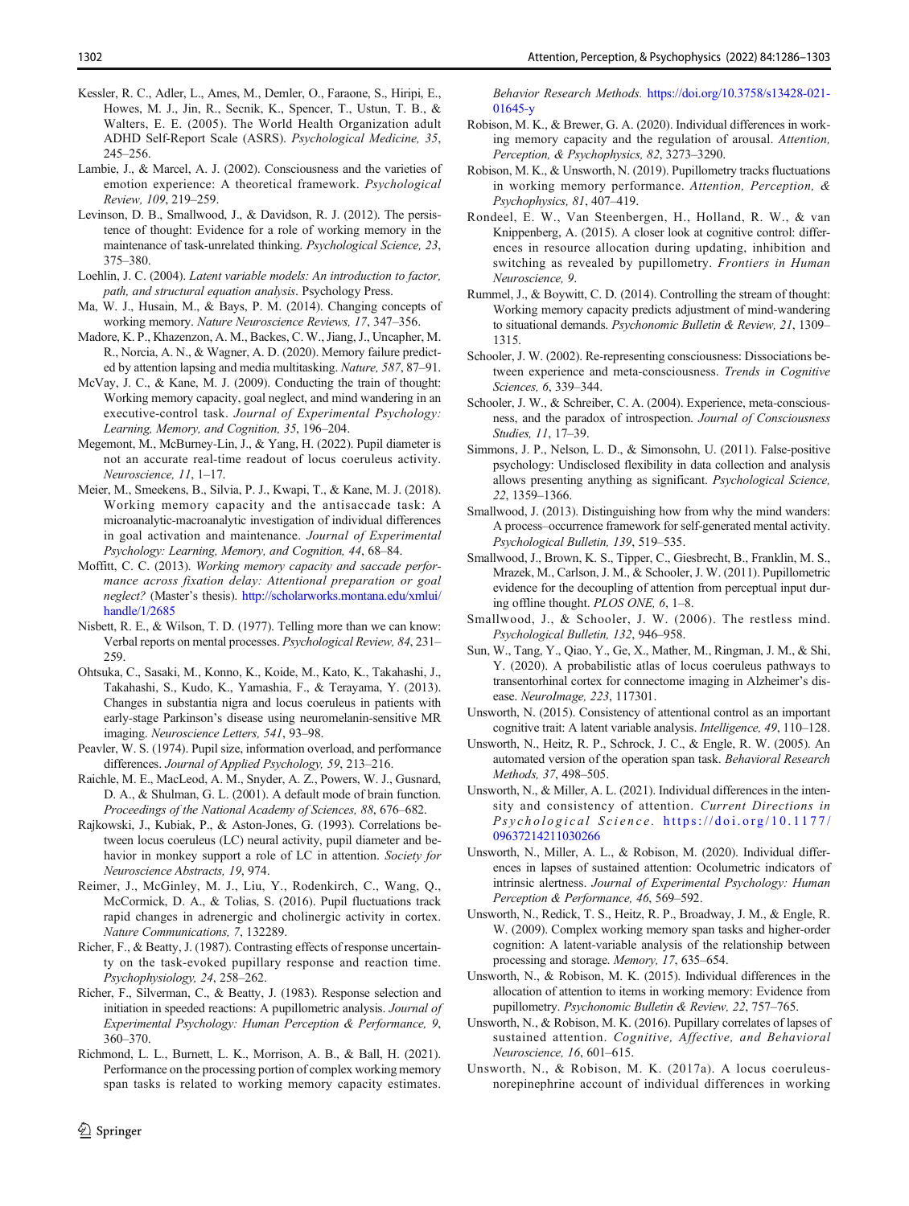Kessler, R. C., Adler, L., Ames, M., Demler, O., Faraone, S., Hiripi, E., Howes, M. J., Jin, R., Secnik, K., Spencer, T., Ustun, T. B., & Walters, E. E. (2005). The World Health Organization adult ADHD Self-Report Scale (ASRS). *Psychological Medicine, 35*, 245–256.

Lambie, J., & Marcel, A. J. (2002). Consciousness and the varieties of emotion experience: A theoretical framework. *Psychological Review, 109*, 219–259.

Levinson, D. B., Smallwood, J., & Davidson, R. J. (2012). The persistence of thought: Evidence for a role of working memory in the maintenance of task-unrelated thinking. *Psychological Science, 23*, 375–380.

Loehlin, J. C. (2004). *Latent variable models: An introduction to factor, path, and structural equation analysis*. Psychology Press.

Ma, W. J., Husain, M., & Bays, P. M. (2014). Changing concepts of working memory. *Nature Neuroscience Reviews, 17*, 347–356.

Madore, K. P., Khazenzon, A. M., Backes, C. W., Jiang, J., Uncapher, M. R., Norcia, A. N., & Wagner, A. D. (2020). Memory failure predicted by attention lapsing and media multitasking. *Nature, 587*, 87–91.

McVay, J. C., & Kane, M. J. (2009). Conducting the train of thought: Working memory capacity, goal neglect, and mind wandering in an executive-control task. *Journal of Experimental Psychology: Learning, Memory, and Cognition, 35*, 196–204.

Megemont, M., McBurney-Lin, J., & Yang, H. (2022). Pupil diameter is not an accurate real-time readout of locus coeruleus activity. *Neuroscience, 11*, 1–17.

Meier, M., Smeekens, B., Silvia, P. J., Kwapi, T., & Kane, M. J. (2018). Working memory capacity and the antisaccade task: A microanalytic-macroanalytic investigation of individual differences in goal activation and maintenance. *Journal of Experimental Psychology: Learning, Memory, and Cognition, 44*, 68–84.

Moffitt, C. C. (2013). *Working memory capacity and saccade performance across fixation delay: Attentional preparation or goal neglect?* (Master's thesis). http://scholarworks.montana.edu/xmlui/handle/1/2685

Nisbett, R. E., & Wilson, T. D. (1977). Telling more than we can know: Verbal reports on mental processes. *Psychological Review, 84*, 231–259.

Ohtsuka, C., Sasaki, M., Konno, K., Koide, M., Kato, K., Takahashi, J., Takahashi, S., Kudo, K., Yamashia, F., & Terayama, Y. (2013). Changes in substantia nigra and locus coeruleus in patients with early-stage Parkinson's disease using neuromelanin-sensitive MR imaging. *Neuroscience Letters, 541*, 93–98.

Peavler, W. S. (1974). Pupil size, information overload, and performance differences. *Journal of Applied Psychology, 59*, 213–216.

Raichle, M. E., MacLeod, A. M., Snyder, A. Z., Powers, W. J., Gusnard, D. A., & Shulman, G. L. (2001). A default mode of brain function. *Proceedings of the National Academy of Sciences, 88*, 676–682.

Rajkowski, J., Kubiak, P., & Aston-Jones, G. (1993). Correlations between locus coeruleus (LC) neural activity, pupil diameter and behavior in monkey support a role of LC in attention. *Society for Neuroscience Abstracts, 19*, 974.

Reimer, J., McGinley, M. J., Liu, Y., Rodenkirch, C., Wang, Q., McCormick, D. A., & Tolias, S. (2016). Pupil fluctuations track rapid changes in adrenergic and cholinergic activity in cortex. *Nature Communications, 7*, 132289.

Richer, F., & Beatty, J. (1987). Contrasting effects of response uncertainty on the task-evoked pupillary response and reaction time. *Psychophysiology, 24*, 258–262.

Richer, F., Silverman, C., & Beatty, J. (1983). Response selection and initiation in speeded reactions: A pupillometric analysis. *Journal of Experimental Psychology: Human Perception & Performance, 9*, 360–370.

Richmond, L. L., Burnett, L. K., Morrison, A. B., & Ball, H. (2021). Performance on the processing portion of complex working memory span tasks is related to working memory capacity estimates. *Behavior Research Methods.* https://doi.org/10.3758/s13428-021-01645-y

Robison, M. K., & Brewer, G. A. (2020). Individual differences in working memory capacity and the regulation of arousal. *Attention, Perception, & Psychophysics, 82*, 3273–3290.

Robison, M. K., & Unsworth, N. (2019). Pupillometry tracks fluctuations in working memory performance. *Attention, Perception, & Psychophysics, 81*, 407–419.

Rondeel, E. W., Van Steenbergen, H., Holland, R. W., & van Knippenberg, A. (2015). A closer look at cognitive control: differences in resource allocation during updating, inhibition and switching as revealed by pupillometry. *Frontiers in Human Neuroscience, 9*.

Rummel, J., & Boywitt, C. D. (2014). Controlling the stream of thought: Working memory capacity predicts adjustment of mind-wandering to situational demands. *Psychonomic Bulletin & Review, 21*, 1309–1315.

Schooler, J. W. (2002). Re-representing consciousness: Dissociations between experience and meta-consciousness. *Trends in Cognitive Sciences, 6*, 339–344.

Schooler, J. W., & Schreiber, C. A. (2004). Experience, meta-consciousness, and the paradox of introspection. *Journal of Consciousness Studies, 11*, 17–39.

Simmons, J. P., Nelson, L. D., & Simonsohn, U. (2011). False-positive psychology: Undisclosed flexibility in data collection and analysis allows presenting anything as significant. *Psychological Science, 22*, 1359–1366.

Smallwood, J. (2013). Distinguishing how from why the mind wanders: A process–occurrence framework for self-generated mental activity. *Psychological Bulletin, 139*, 519–535.

Smallwood, J., Brown, K. S., Tipper, C., Giesbrecht, B., Franklin, M. S., Mrazek, M., Carlson, J. M., & Schooler, J. W. (2011). Pupillometric evidence for the decoupling of attention from perceptual input during offline thought. *PLOS ONE, 6*, 1–8.

Smallwood, J., & Schooler, J. W. (2006). The restless mind. *Psychological Bulletin, 132*, 946–958.

Sun, W., Tang, Y., Qiao, Y., Ge, X., Mather, M., Ringman, J. M., & Shi, Y. (2020). A probabilistic atlas of locus coeruleus pathways to transentorhinal cortex for connectome imaging in Alzheimer's disease. *NeuroImage, 223*, 117301.

Unsworth, N. (2015). Consistency of attentional control as an important cognitive trait: A latent variable analysis. *Intelligence, 49*, 110–128.

Unsworth, N., Heitz, R. P., Schrock, J. C., & Engle, R. W. (2005). An automated version of the operation span task. *Behavioral Research Methods, 37*, 498–505.

Unsworth, N., & Miller, A. L. (2021). Individual differences in the intensity and consistency of attention. *Current Directions in Psychological Science.* https://doi.org/10.1177/09637214211030266

Unsworth, N., Miller, A. L., & Robison, M. (2020). Individual differences in lapses of sustained attention: Oculometric indicators of intrinsic alertness. *Journal of Experimental Psychology: Human Perception & Performance, 46*, 569–592.

Unsworth, N., Redick, T. S., Heitz, R. P., Broadway, J. M., & Engle, R. W. (2009). Complex working memory span tasks and higher-order cognition: A latent-variable analysis of the relationship between processing and storage. *Memory, 17*, 635–654.

Unsworth, N., & Robison, M. K. (2015). Individual differences in the allocation of attention to items in working memory: Evidence from pupillometry. *Psychonomic Bulletin & Review, 22*, 757–765.

Unsworth, N., & Robison, M. K. (2016). Pupillary correlates of lapses of sustained attention. *Cognitive, Affective, and Behavioral Neuroscience, 16*, 601–615.

Unsworth, N., & Robison, M. K. (2017a). A locus coeruleus-norepinephrine account of individual differences in working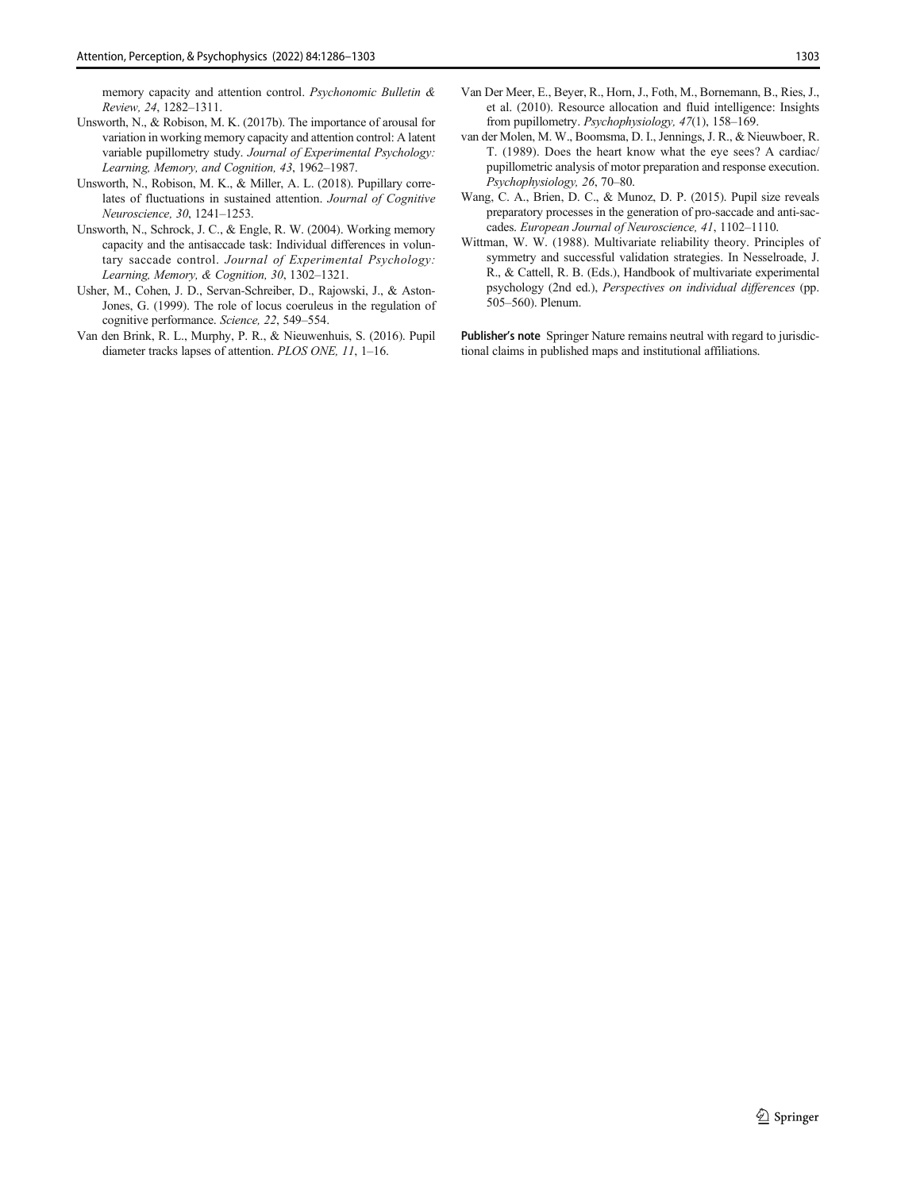memory capacity and attention control. *Psychonomic Bulletin & Review, 24*, 1282–1311.

Unsworth, N., & Robison, M. K. (2017b). The importance of arousal for variation in working memory capacity and attention control: A latent variable pupillometry study. *Journal of Experimental Psychology: Learning, Memory, and Cognition, 43*, 1962–1987.

Unsworth, N., Robison, M. K., & Miller, A. L. (2018). Pupillary correlates of fluctuations in sustained attention. *Journal of Cognitive Neuroscience, 30*, 1241–1253.

Unsworth, N., Schrock, J. C., & Engle, R. W. (2004). Working memory capacity and the antisaccade task: Individual differences in voluntary saccade control. *Journal of Experimental Psychology: Learning, Memory, & Cognition, 30*, 1302–1321.

Usher, M., Cohen, J. D., Servan-Schreiber, D., Rajowski, J., & Aston-Jones, G. (1999). The role of locus coeruleus in the regulation of cognitive performance. *Science, 22*, 549–554.

Van den Brink, R. L., Murphy, P. R., & Nieuwenhuis, S. (2016). Pupil diameter tracks lapses of attention. *PLOS ONE, 11*, 1–16.

Van Der Meer, E., Beyer, R., Horn, J., Foth, M., Bornemann, B., Ries, J., et al. (2010). Resource allocation and fluid intelligence: Insights from pupillometry. *Psychophysiology, 47*(1), 158–169.

van der Molen, M. W., Boomsma, D. I., Jennings, J. R., & Nieuwboer, R. T. (1989). Does the heart know what the eye sees? A cardiac/pupillometric analysis of motor preparation and response execution. *Psychophysiology, 26*, 70–80.

Wang, C. A., Brien, D. C., & Munoz, D. P. (2015). Pupil size reveals preparatory processes in the generation of pro-saccade and anti-saccades. *European Journal of Neuroscience, 41*, 1102–1110.

Wittman, W. W. (1988). Multivariate reliability theory. Principles of symmetry and successful validation strategies. In Nesselroade, J. R., & Cattell, R. B. (Eds.), Handbook of multivariate experimental psychology (2nd ed.), *Perspectives on individual differences* (pp. 505–560). Plenum.

**Publisher's note** Springer Nature remains neutral with regard to jurisdictional claims in published maps and institutional affiliations.